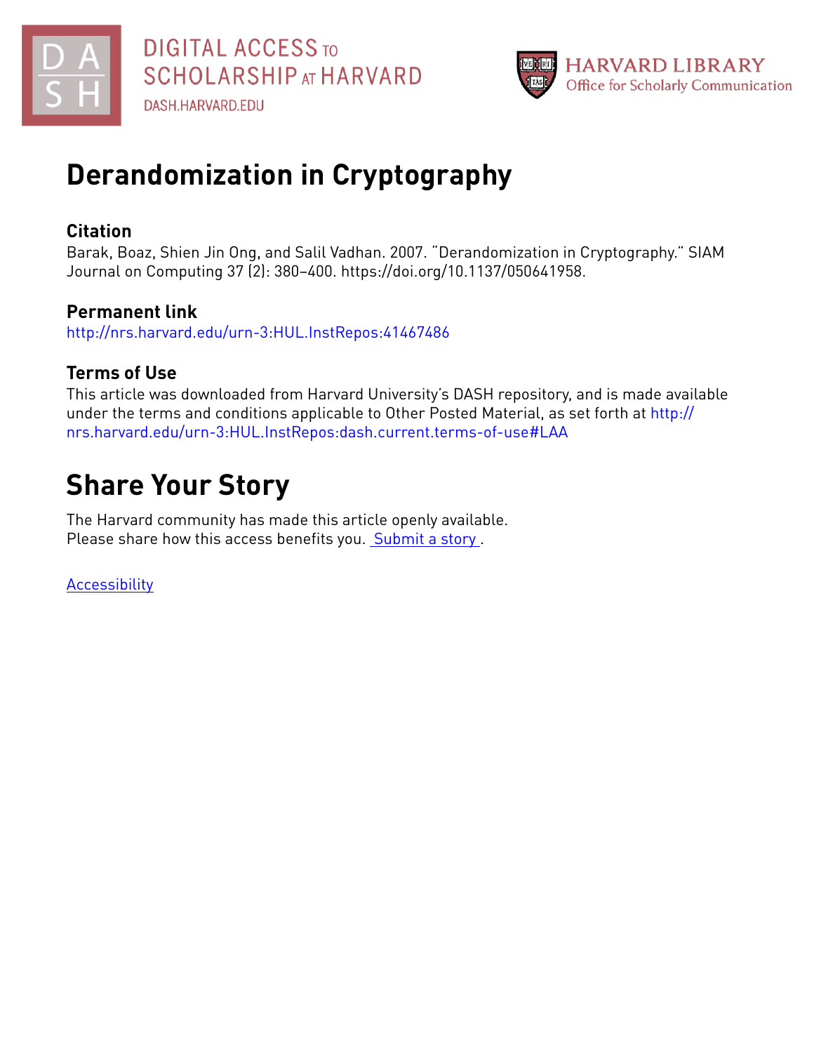DIGITAL ACCESS TO SCHOLARSHIP AT HARVARD

DASH.HARVARD.EDU

HARVARD LIBRARY
Office for Scholarly Communication

# Derandomization in Cryptography

## Citation

Barak, Boaz, Shien Jin Ong, and Salil Vadhan. 2007. "Derandomization in Cryptography." SIAM Journal on Computing 37 (2): 380–400. https://doi.org/10.1137/050641958.

## Permanent link

http://nrs.harvard.edu/urn-3:HUL.InstRepos:41467486

## Terms of Use

This article was downloaded from Harvard University's DASH repository, and is made available under the terms and conditions applicable to Other Posted Material, as set forth at http://nrs.harvard.edu/urn-3:HUL.InstRepos:dash.current.terms-of-use#LAA

# Share Your Story

The Harvard community has made this article openly available.
Please share how this access benefits you. Submit a story .

Accessibility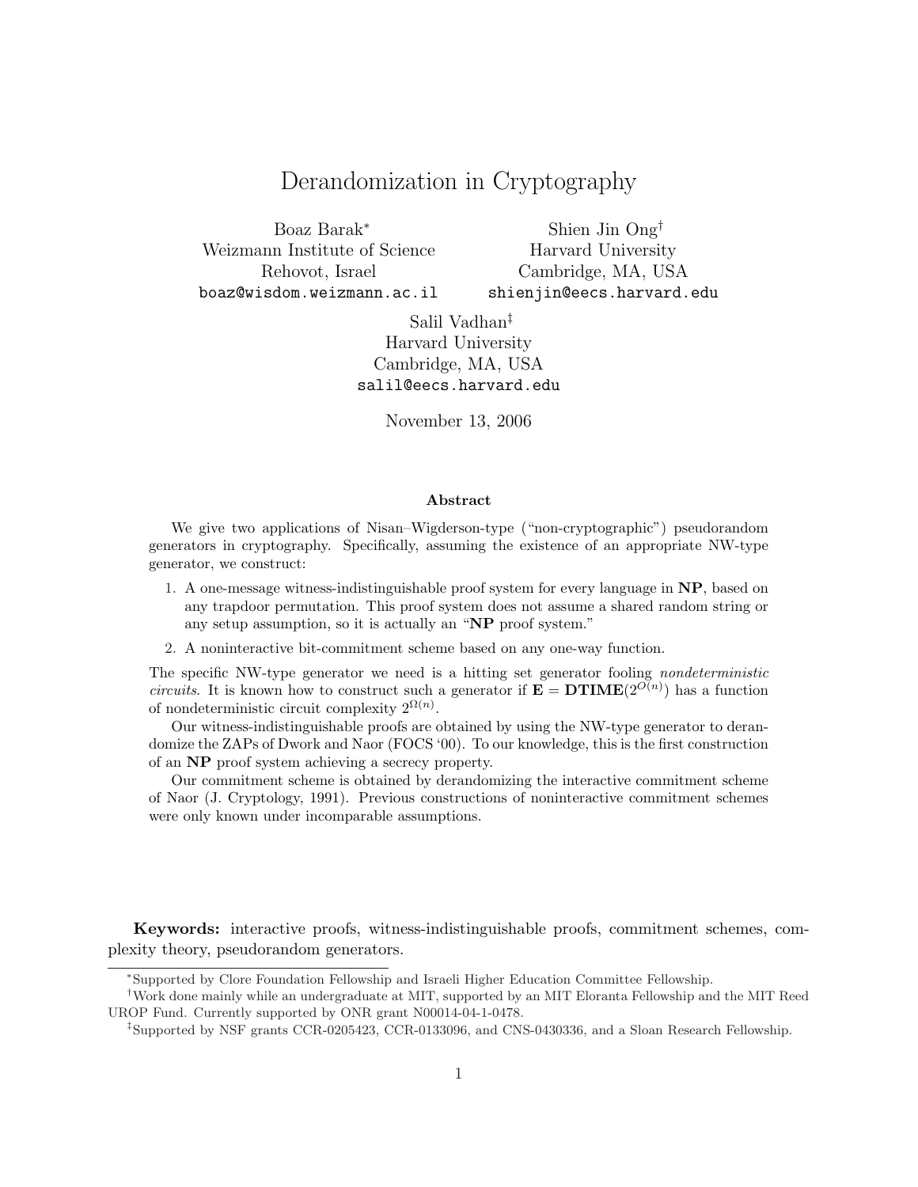# Derandomization in Cryptography

Boaz Barak[*]
Weizmann Institute of Science
Rehovot, Israel
boaz@wisdom.weizmann.ac.il

Shien Jin Ong[†]
Harvard University
Cambridge, MA, USA
shienjin@eecs.harvard.edu

Salil Vadhan[‡]
Harvard University
Cambridge, MA, USA
salil@eecs.harvard.edu

November 13, 2006

**Abstract**

We give two applications of Nisan–Wigderson-type ("non-cryptographic") pseudorandom generators in cryptography. Specifically, assuming the existence of an appropriate NW-type generator, we construct:

1. A one-message witness-indistinguishable proof system for every language in **NP**, based on any trapdoor permutation. This proof system does not assume a shared random string or any setup assumption, so it is actually an "**NP** proof system."
2. A noninteractive bit-commitment scheme based on any one-way function.

The specific NW-type generator we need is a hitting set generator fooling *nondeterministic circuits*. It is known how to construct such a generator if $\mathbf{E} = \mathbf{DTIME}(2^{O(n)})$ has a function of nondeterministic circuit complexity $2^{\Omega(n)}$.

Our witness-indistinguishable proofs are obtained by using the NW-type generator to derandomize the ZAPs of Dwork and Naor (FOCS '00). To our knowledge, this is the first construction of an **NP** proof system achieving a secrecy property.

Our commitment scheme is obtained by derandomizing the interactive commitment scheme of Naor (J. Cryptology, 1991). Previous constructions of noninteractive commitment schemes were only known under incomparable assumptions.

**Keywords:** interactive proofs, witness-indistinguishable proofs, commitment schemes, complexity theory, pseudorandom generators.

---

[*] Supported by Clore Foundation Fellowship and Israeli Higher Education Committee Fellowship.

[†] Work done mainly while an undergraduate at MIT, supported by an MIT Eloranta Fellowship and the MIT Reed UROP Fund. Currently supported by ONR grant N00014-04-1-0478.

[‡] Supported by NSF grants CCR-0205423, CCR-0133096, and CNS-0430336, and a Sloan Research Fellowship.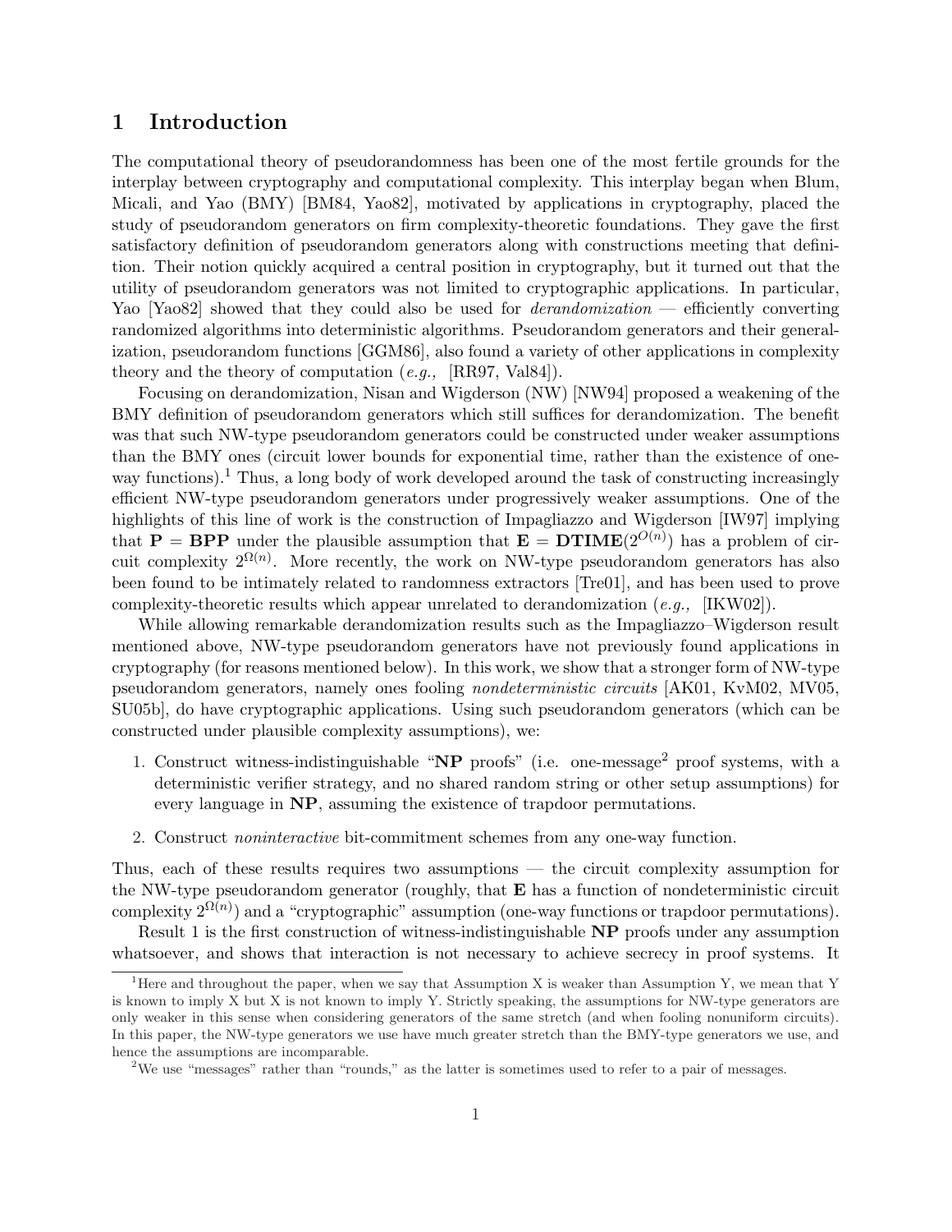# 1 Introduction

The computational theory of pseudorandomness has been one of the most fertile grounds for the interplay between cryptography and computational complexity. This interplay began when Blum, Micali, and Yao (BMY) [BM84, Yao82], motivated by applications in cryptography, placed the study of pseudorandom generators on firm complexity-theoretic foundations. They gave the first satisfactory definition of pseudorandom generators along with constructions meeting that definition. Their notion quickly acquired a central position in cryptography, but it turned out that the utility of pseudorandom generators was not limited to cryptographic applications. In particular, Yao [Yao82] showed that they could also be used for *derandomization* — efficiently converting randomized algorithms into deterministic algorithms. Pseudorandom generators and their generalization, pseudorandom functions [GGM86], also found a variety of other applications in complexity theory and the theory of computation (*e.g.,* [RR97, Val84]).

Focusing on derandomization, Nisan and Wigderson (NW) [NW94] proposed a weakening of the BMY definition of pseudorandom generators which still suffices for derandomization. The benefit was that such NW-type pseudorandom generators could be constructed under weaker assumptions than the BMY ones (circuit lower bounds for exponential time, rather than the existence of one-way functions).[1] Thus, a long body of work developed around the task of constructing increasingly efficient NW-type pseudorandom generators under progressively weaker assumptions. One of the highlights of this line of work is the construction of Impagliazzo and Wigderson [IW97] implying that $\mathbf{P} = \mathbf{BPP}$ under the plausible assumption that $\mathbf{E} = \mathbf{DTIME}(2^{O(n)})$ has a problem of circuit complexity $2^{\Omega(n)}$. More recently, the work on NW-type pseudorandom generators has also been found to be intimately related to randomness extractors [Tre01], and has been used to prove complexity-theoretic results which appear unrelated to derandomization (*e.g.,* [IKW02]).

While allowing remarkable derandomization results such as the Impagliazzo–Wigderson result mentioned above, NW-type pseudorandom generators have not previously found applications in cryptography (for reasons mentioned below). In this work, we show that a stronger form of NW-type pseudorandom generators, namely ones fooling *nondeterministic circuits* [AK01, KvM02, MV05, SU05b], do have cryptographic applications. Using such pseudorandom generators (which can be constructed under plausible complexity assumptions), we:

1. Construct witness-indistinguishable "**NP** proofs" (i.e. one-message[2] proof systems, with a deterministic verifier strategy, and no shared random string or other setup assumptions) for every language in **NP**, assuming the existence of trapdoor permutations.
2. Construct *noninteractive* bit-commitment schemes from any one-way function.

Thus, each of these results requires two assumptions — the circuit complexity assumption for the NW-type pseudorandom generator (roughly, that **E** has a function of nondeterministic circuit complexity $2^{\Omega(n)}$) and a "cryptographic" assumption (one-way functions or trapdoor permutations).

Result 1 is the first construction of witness-indistinguishable **NP** proofs under any assumption whatsoever, and shows that interaction is not necessary to achieve secrecy in proof systems. It

---

[1] Here and throughout the paper, when we say that Assumption X is weaker than Assumption Y, we mean that Y is known to imply X but X is not known to imply Y. Strictly speaking, the assumptions for NW-type generators are only weaker in this sense when considering generators of the same stretch (and when fooling nonuniform circuits). In this paper, the NW-type generators we use have much greater stretch than the BMY-type generators we use, and hence the assumptions are incomparable.

[2] We use "messages" rather than "rounds," as the latter is sometimes used to refer to a pair of messages.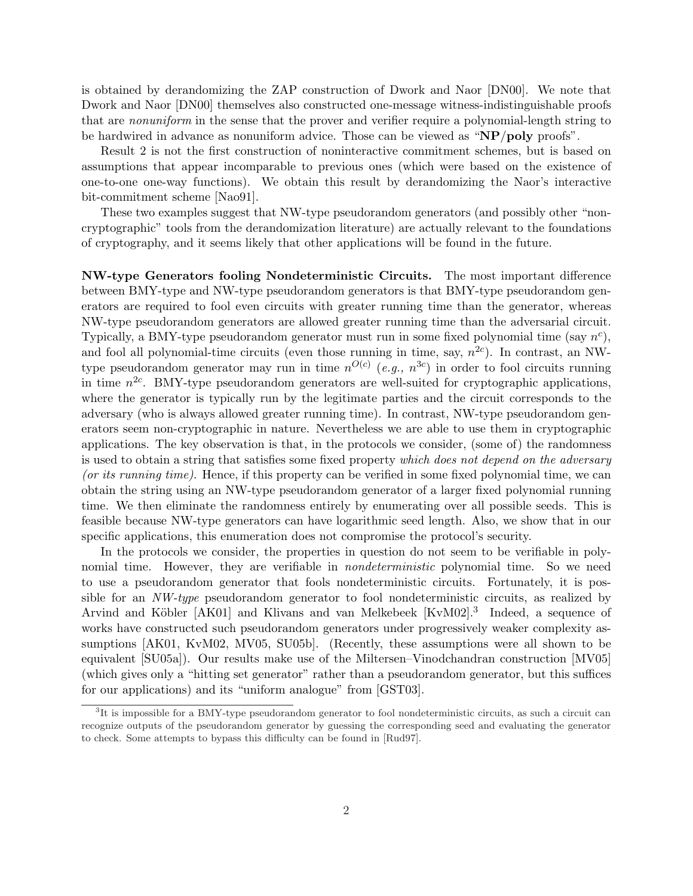is obtained by derandomizing the ZAP construction of Dwork and Naor [DN00]. We note that Dwork and Naor [DN00] themselves also constructed one-message witness-indistinguishable proofs that are *nonuniform* in the sense that the prover and verifier require a polynomial-length string to be hardwired in advance as nonuniform advice. Those can be viewed as "**NP/poly** proofs".

Result 2 is not the first construction of noninteractive commitment schemes, but is based on assumptions that appear incomparable to previous ones (which were based on the existence of one-to-one one-way functions). We obtain this result by derandomizing the Naor's interactive bit-commitment scheme [Nao91].

These two examples suggest that NW-type pseudorandom generators (and possibly other "non-cryptographic" tools from the derandomization literature) are actually relevant to the foundations of cryptography, and it seems likely that other applications will be found in the future.

**NW-type Generators fooling Nondeterministic Circuits.** The most important difference between BMY-type and NW-type pseudorandom generators is that BMY-type pseudorandom generators are required to fool even circuits with greater running time than the generator, whereas NW-type pseudorandom generators are allowed greater running time than the adversarial circuit. Typically, a BMY-type pseudorandom generator must run in some fixed polynomial time (say $n^c$), and fool all polynomial-time circuits (even those running in time, say, $n^{2c}$). In contrast, an NW-type pseudorandom generator may run in time $n^{O(c)}$ (*e.g.,* $n^{3c}$) in order to fool circuits running in time $n^{2c}$. BMY-type pseudorandom generators are well-suited for cryptographic applications, where the generator is typically run by the legitimate parties and the circuit corresponds to the adversary (who is always allowed greater running time). In contrast, NW-type pseudorandom generators seem non-cryptographic in nature. Nevertheless we are able to use them in cryptographic applications. The key observation is that, in the protocols we consider, (some of) the randomness is used to obtain a string that satisfies some fixed property *which does not depend on the adversary (or its running time).* Hence, if this property can be verified in some fixed polynomial time, we can obtain the string using an NW-type pseudorandom generator of a larger fixed polynomial running time. We then eliminate the randomness entirely by enumerating over all possible seeds. This is feasible because NW-type generators can have logarithmic seed length. Also, we show that in our specific applications, this enumeration does not compromise the protocol's security.

In the protocols we consider, the properties in question do not seem to be verifiable in polynomial time. However, they are verifiable in *nondeterministic* polynomial time. So we need to use a pseudorandom generator that fools nondeterministic circuits. Fortunately, it is possible for an *NW-type* pseudorandom generator to fool nondeterministic circuits, as realized by Arvind and Köbler [AK01] and Klivans and van Melkebeek [KvM02].[3] Indeed, a sequence of works have constructed such pseudorandom generators under progressively weaker complexity assumptions [AK01, KvM02, MV05, SU05b]. (Recently, these assumptions were all shown to be equivalent [SU05a]). Our results make use of the Miltersen–Vinodchandran construction [MV05] (which gives only a "hitting set generator" rather than a pseudorandom generator, but this suffices for our applications) and its "uniform analogue" from [GST03].

[3] It is impossible for a BMY-type pseudorandom generator to fool nondeterministic circuits, as such a circuit can recognize outputs of the pseudorandom generator by guessing the corresponding seed and evaluating the generator to check. Some attempts to bypass this difficulty can be found in [Rud97].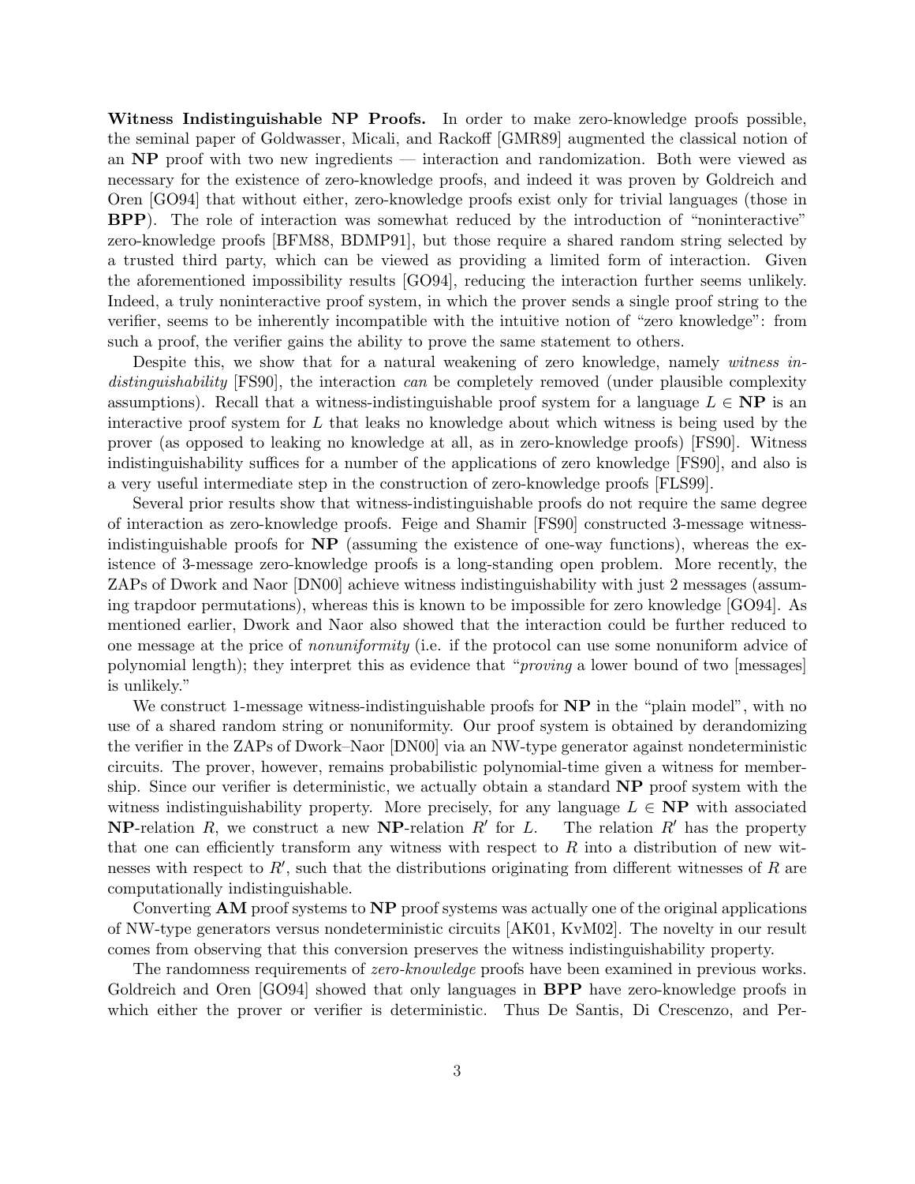**Witness Indistinguishable NP Proofs.** In order to make zero-knowledge proofs possible, the seminal paper of Goldwasser, Micali, and Rackoff [GMR89] augmented the classical notion of an **NP** proof with two new ingredients — interaction and randomization. Both were viewed as necessary for the existence of zero-knowledge proofs, and indeed it was proven by Goldreich and Oren [GO94] that without either, zero-knowledge proofs exist only for trivial languages (those in **BPP**). The role of interaction was somewhat reduced by the introduction of "noninteractive" zero-knowledge proofs [BFM88, BDMP91], but those require a shared random string selected by a trusted third party, which can be viewed as providing a limited form of interaction. Given the aforementioned impossibility results [GO94], reducing the interaction further seems unlikely. Indeed, a truly noninteractive proof system, in which the prover sends a single proof string to the verifier, seems to be inherently incompatible with the intuitive notion of "zero knowledge": from such a proof, the verifier gains the ability to prove the same statement to others.

Despite this, we show that for a natural weakening of zero knowledge, namely *witness indistinguishability* [FS90], the interaction *can* be completely removed (under plausible complexity assumptions). Recall that a witness-indistinguishable proof system for a language $L \in \mathbf{NP}$ is an interactive proof system for $L$ that leaks no knowledge about which witness is being used by the prover (as opposed to leaking no knowledge at all, as in zero-knowledge proofs) [FS90]. Witness indistinguishability suffices for a number of the applications of zero knowledge [FS90], and also is a very useful intermediate step in the construction of zero-knowledge proofs [FLS99].

Several prior results show that witness-indistinguishable proofs do not require the same degree of interaction as zero-knowledge proofs. Feige and Shamir [FS90] constructed 3-message witness-indistinguishable proofs for **NP** (assuming the existence of one-way functions), whereas the existence of 3-message zero-knowledge proofs is a long-standing open problem. More recently, the ZAPs of Dwork and Naor [DN00] achieve witness indistinguishability with just 2 messages (assuming trapdoor permutations), whereas this is known to be impossible for zero knowledge [GO94]. As mentioned earlier, Dwork and Naor also showed that the interaction could be further reduced to one message at the price of *nonuniformity* (i.e. if the protocol can use some nonuniform advice of polynomial length); they interpret this as evidence that "*proving* a lower bound of two [messages] is unlikely."

We construct 1-message witness-indistinguishable proofs for **NP** in the "plain model", with no use of a shared random string or nonuniformity. Our proof system is obtained by derandomizing the verifier in the ZAPs of Dwork–Naor [DN00] via an NW-type generator against nondeterministic circuits. The prover, however, remains probabilistic polynomial-time given a witness for membership. Since our verifier is deterministic, we actually obtain a standard **NP** proof system with the witness indistinguishability property. More precisely, for any language $L \in \mathbf{NP}$ with associated **NP**-relation $R$, we construct a new **NP**-relation $R'$ for $L$. The relation $R'$ has the property that one can efficiently transform any witness with respect to $R$ into a distribution of new witnesses with respect to $R'$, such that the distributions originating from different witnesses of $R$ are computationally indistinguishable.

Converting **AM** proof systems to **NP** proof systems was actually one of the original applications of NW-type generators versus nondeterministic circuits [AK01, KvM02]. The novelty in our result comes from observing that this conversion preserves the witness indistinguishability property.

The randomness requirements of *zero-knowledge* proofs have been examined in previous works. Goldreich and Oren [GO94] showed that only languages in **BPP** have zero-knowledge proofs in which either the prover or verifier is deterministic. Thus De Santis, Di Crescenzo, and Per-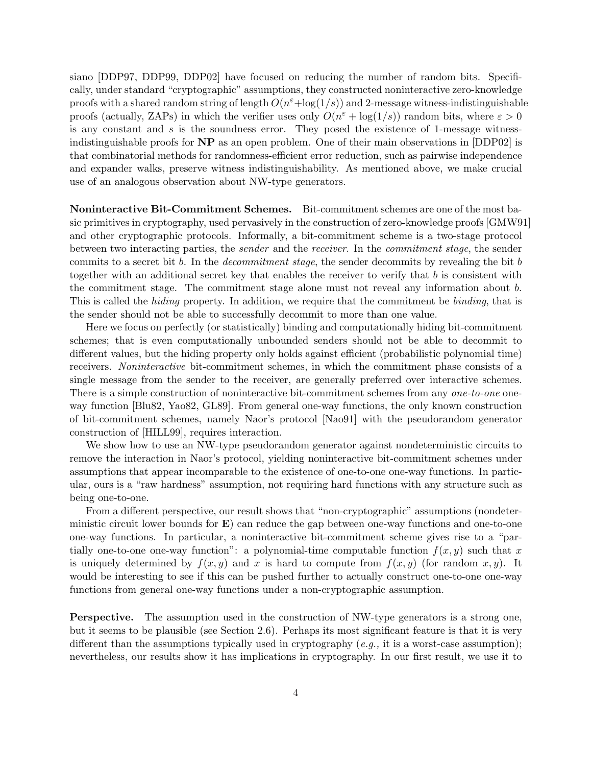siano [DDP97, DDP99, DDP02] have focused on reducing the number of random bits. Specifically, under standard "cryptographic" assumptions, they constructed noninteractive zero-knowledge proofs with a shared random string of length $O(n^\varepsilon + \log(1/s))$ and 2-message witness-indistinguishable proofs (actually, ZAPs) in which the verifier uses only $O(n^\varepsilon + \log(1/s))$ random bits, where $\varepsilon > 0$ is any constant and $s$ is the soundness error. They posed the existence of 1-message witness-indistinguishable proofs for **NP** as an open problem. One of their main observations in [DDP02] is that combinatorial methods for randomness-efficient error reduction, such as pairwise independence and expander walks, preserve witness indistinguishability. As mentioned above, we make crucial use of an analogous observation about NW-type generators.

**Noninteractive Bit-Commitment Schemes.** Bit-commitment schemes are one of the most basic primitives in cryptography, used pervasively in the construction of zero-knowledge proofs [GMW91] and other cryptographic protocols. Informally, a bit-commitment scheme is a two-stage protocol between two interacting parties, the *sender* and the *receiver*. In the *commitment stage*, the sender commits to a secret bit $b$. In the *decommitment stage*, the sender decommits by revealing the bit $b$ together with an additional secret key that enables the receiver to verify that $b$ is consistent with the commitment stage. The commitment stage alone must not reveal any information about $b$. This is called the *hiding* property. In addition, we require that the commitment be *binding*, that is the sender should not be able to successfully decommit to more than one value.

Here we focus on perfectly (or statistically) binding and computationally hiding bit-commitment schemes; that is even computationally unbounded senders should not be able to decommit to different values, but the hiding property only holds against efficient (probabilistic polynomial time) receivers. *Noninteractive* bit-commitment schemes, in which the commitment phase consists of a single message from the sender to the receiver, are generally preferred over interactive schemes. There is a simple construction of noninteractive bit-commitment schemes from any *one-to-one* one-way function [Blu82, Yao82, GL89]. From general one-way functions, the only known construction of bit-commitment schemes, namely Naor's protocol [Nao91] with the pseudorandom generator construction of [HILL99], requires interaction.

We show how to use an NW-type pseudorandom generator against nondeterministic circuits to remove the interaction in Naor's protocol, yielding noninteractive bit-commitment schemes under assumptions that appear incomparable to the existence of one-to-one one-way functions. In particular, ours is a "raw hardness" assumption, not requiring hard functions with any structure such as being one-to-one.

From a different perspective, our result shows that "non-cryptographic" assumptions (nondeterministic circuit lower bounds for **E**) can reduce the gap between one-way functions and one-to-one one-way functions. In particular, a noninteractive bit-commitment scheme gives rise to a "partially one-to-one one-way function": a polynomial-time computable function $f(x, y)$ such that $x$ is uniquely determined by $f(x, y)$ and $x$ is hard to compute from $f(x, y)$ (for random $x, y$). It would be interesting to see if this can be pushed further to actually construct one-to-one one-way functions from general one-way functions under a non-cryptographic assumption.

**Perspective.** The assumption used in the construction of NW-type generators is a strong one, but it seems to be plausible (see Section 2.6). Perhaps its most significant feature is that it is very different than the assumptions typically used in cryptography (*e.g.,* it is a worst-case assumption); nevertheless, our results show it has implications in cryptography. In our first result, we use it to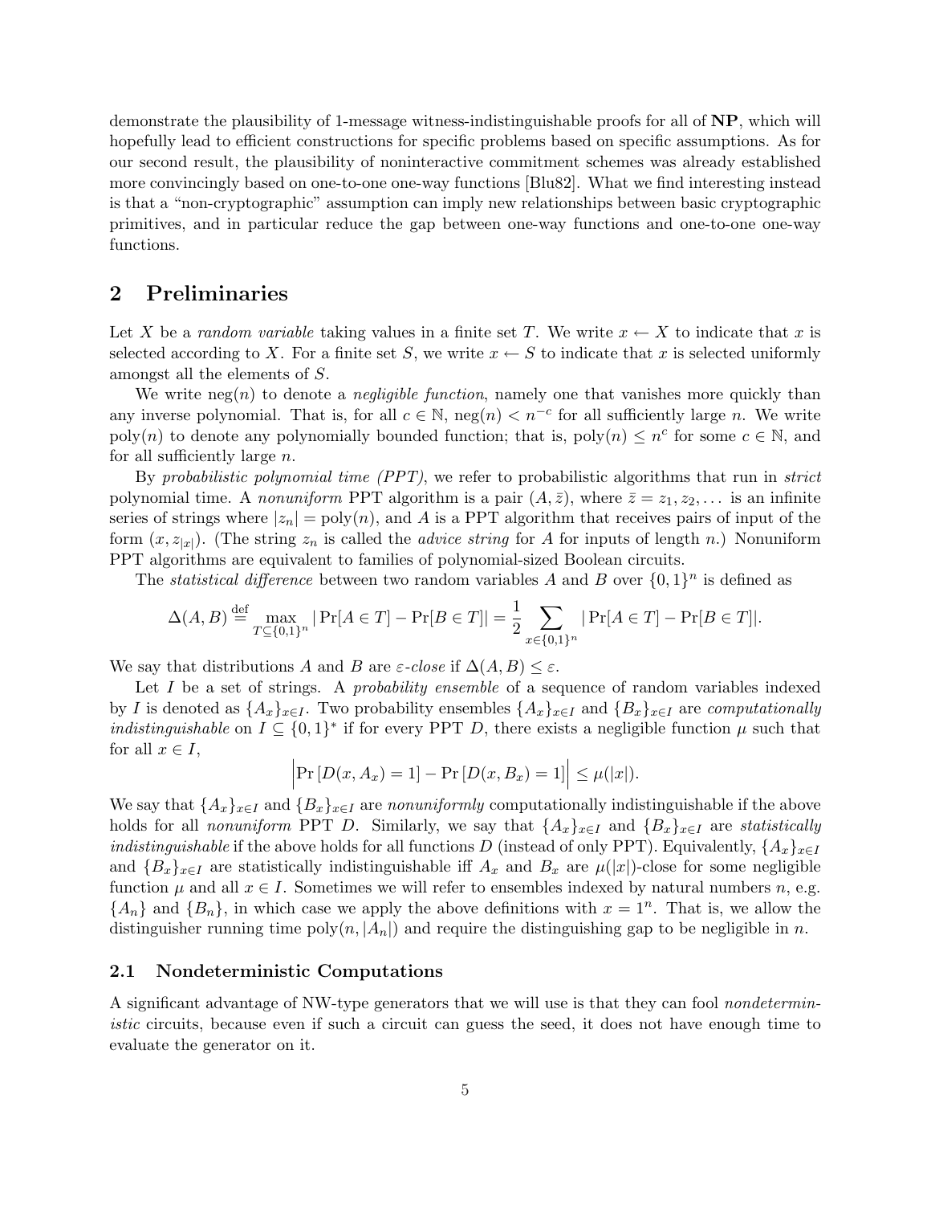demonstrate the plausibility of 1-message witness-indistinguishable proofs for all of **NP**, which will hopefully lead to efficient constructions for specific problems based on specific assumptions. As for our second result, the plausibility of noninteractive commitment schemes was already established more convincingly based on one-to-one one-way functions [Blu82]. What we find interesting instead is that a "non-cryptographic" assumption can imply new relationships between basic cryptographic primitives, and in particular reduce the gap between one-way functions and one-to-one one-way functions.

## 2 Preliminaries

Let $X$ be a *random variable* taking values in a finite set $T$. We write $x \leftarrow X$ to indicate that $x$ is selected according to $X$. For a finite set $S$, we write $x \leftarrow S$ to indicate that $x$ is selected uniformly amongst all the elements of $S$.

We write $\text{neg}(n)$ to denote a *negligible function*, namely one that vanishes more quickly than any inverse polynomial. That is, for all $c \in \mathbb{N}$, $\text{neg}(n) < n^{-c}$ for all sufficiently large $n$. We write $\text{poly}(n)$ to denote any polynomially bounded function; that is, $\text{poly}(n) \leq n^c$ for some $c \in \mathbb{N}$, and for all sufficiently large $n$.

By *probabilistic polynomial time (PPT)*, we refer to probabilistic algorithms that run in *strict* polynomial time. A *nonuniform* PPT algorithm is a pair $(A, \bar{z})$, where $\bar{z} = z_1, z_2, \ldots$ is an infinite series of strings where $|z_n| = \text{poly}(n)$, and $A$ is a PPT algorithm that receives pairs of input of the form $(x, z_{|x|})$. (The string $z_n$ is called the *advice string* for $A$ for inputs of length $n$.) Nonuniform PPT algorithms are equivalent to families of polynomial-sized Boolean circuits.

The *statistical difference* between two random variables $A$ and $B$ over $\{0,1\}^n$ is defined as

$$\Delta(A, B) \stackrel{\text{def}}{=} \max_{T \subseteq \{0,1\}^n} |\Pr[A \in T] - \Pr[B \in T]| = \frac{1}{2} \sum_{x \in \{0,1\}^n} |\Pr[A \in T] - \Pr[B \in T]|.$$

We say that distributions $A$ and $B$ are *$\varepsilon$-close* if $\Delta(A, B) \leq \varepsilon$.

Let $I$ be a set of strings. A *probability ensemble* of a sequence of random variables indexed by $I$ is denoted as $\{A_x\}_{x \in I}$. Two probability ensembles $\{A_x\}_{x \in I}$ and $\{B_x\}_{x \in I}$ are *computationally indistinguishable* on $I \subseteq \{0,1\}^*$ if for every PPT $D$, there exists a negligible function $\mu$ such that for all $x \in I$,

$$\Big|\Pr[D(x, A_x) = 1] - \Pr[D(x, B_x) = 1]\Big| \leq \mu(|x|).$$

We say that $\{A_x\}_{x \in I}$ and $\{B_x\}_{x \in I}$ are *nonuniformly* computationally indistinguishable if the above holds for all *nonuniform* PPT $D$. Similarly, we say that $\{A_x\}_{x \in I}$ and $\{B_x\}_{x \in I}$ are *statistically indistinguishable* if the above holds for all functions $D$ (instead of only PPT). Equivalently, $\{A_x\}_{x \in I}$ and $\{B_x\}_{x \in I}$ are statistically indistinguishable iff $A_x$ and $B_x$ are $\mu(|x|)$-close for some negligible function $\mu$ and all $x \in I$. Sometimes we will refer to ensembles indexed by natural numbers $n$, e.g. $\{A_n\}$ and $\{B_n\}$, in which case we apply the above definitions with $x = 1^n$. That is, we allow the distinguisher running time $\text{poly}(n, |A_n|)$ and require the distinguishing gap to be negligible in $n$.

### 2.1 Nondeterministic Computations

A significant advantage of NW-type generators that we will use is that they can fool *nondeterministic* circuits, because even if such a circuit can guess the seed, it does not have enough time to evaluate the generator on it.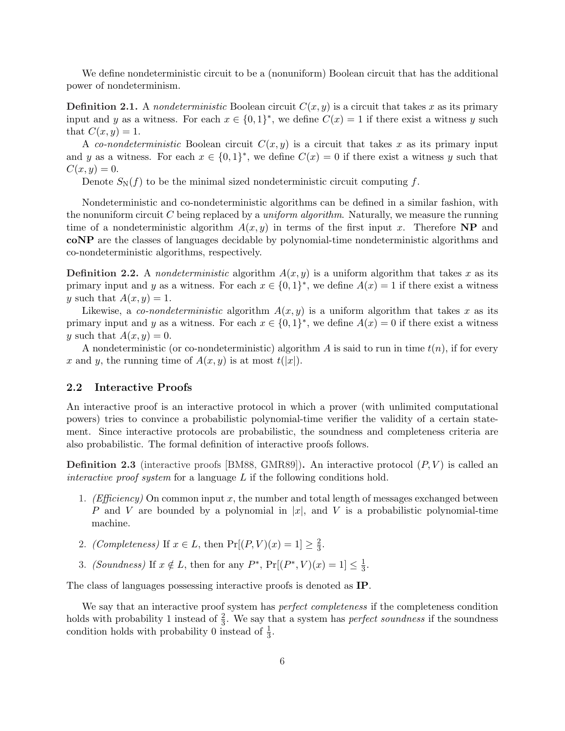We define nondeterministic circuit to be a (nonuniform) Boolean circuit that has the additional power of nondeterminism.

**Definition 2.1.** A *nondeterministic* Boolean circuit $C(x, y)$ is a circuit that takes $x$ as its primary input and $y$ as a witness. For each $x \in \{0,1\}^*$, we define $C(x) = 1$ if there exist a witness $y$ such that $C(x, y) = 1$.

A *co-nondeterministic* Boolean circuit $C(x, y)$ is a circuit that takes $x$ as its primary input and $y$ as a witness. For each $x \in \{0,1\}^*$, we define $C(x) = 0$ if there exist a witness $y$ such that $C(x, y) = 0$.

Denote $S_{\mathrm{N}}(f)$ to be the minimal sized nondeterministic circuit computing $f$.

Nondeterministic and co-nondeterministic algorithms can be defined in a similar fashion, with the nonuniform circuit $C$ being replaced by a *uniform algorithm*. Naturally, we measure the running time of a nondeterministic algorithm $A(x, y)$ in terms of the first input $x$. Therefore **NP** and **coNP** are the classes of languages decidable by polynomial-time nondeterministic algorithms and co-nondeterministic algorithms, respectively.

**Definition 2.2.** A *nondeterministic* algorithm $A(x, y)$ is a uniform algorithm that takes $x$ as its primary input and $y$ as a witness. For each $x \in \{0,1\}^*$, we define $A(x) = 1$ if there exist a witness $y$ such that $A(x, y) = 1$.

Likewise, a *co-nondeterministic* algorithm $A(x, y)$ is a uniform algorithm that takes $x$ as its primary input and $y$ as a witness. For each $x \in \{0,1\}^*$, we define $A(x) = 0$ if there exist a witness $y$ such that $A(x, y) = 0$.

A nondeterministic (or co-nondeterministic) algorithm $A$ is said to run in time $t(n)$, if for every $x$ and $y$, the running time of $A(x, y)$ is at most $t(|x|)$.

### 2.2 Interactive Proofs

An interactive proof is an interactive protocol in which a prover (with unlimited computational powers) tries to convince a probabilistic polynomial-time verifier the validity of a certain statement. Since interactive protocols are probabilistic, the soundness and completeness criteria are also probabilistic. The formal definition of interactive proofs follows.

**Definition 2.3** (interactive proofs [BM88, GMR89])**.** An interactive protocol $(P, V)$ is called an *interactive proof system* for a language $L$ if the following conditions hold.

1. *(Efficiency)* On common input $x$, the number and total length of messages exchanged between $P$ and $V$ are bounded by a polynomial in $|x|$, and $V$ is a probabilistic polynomial-time machine.
2. *(Completeness)* If $x \in L$, then $\Pr[(P, V)(x) = 1] \geq \frac{2}{3}$.
3. *(Soundness)* If $x \notin L$, then for any $P^*$, $\Pr[(P^*, V)(x) = 1] \leq \frac{1}{3}$.

The class of languages possessing interactive proofs is denoted as **IP**.

We say that an interactive proof system has *perfect completeness* if the completeness condition holds with probability 1 instead of $\frac{2}{3}$. We say that a system has *perfect soundness* if the soundness condition holds with probability 0 instead of $\frac{1}{3}$.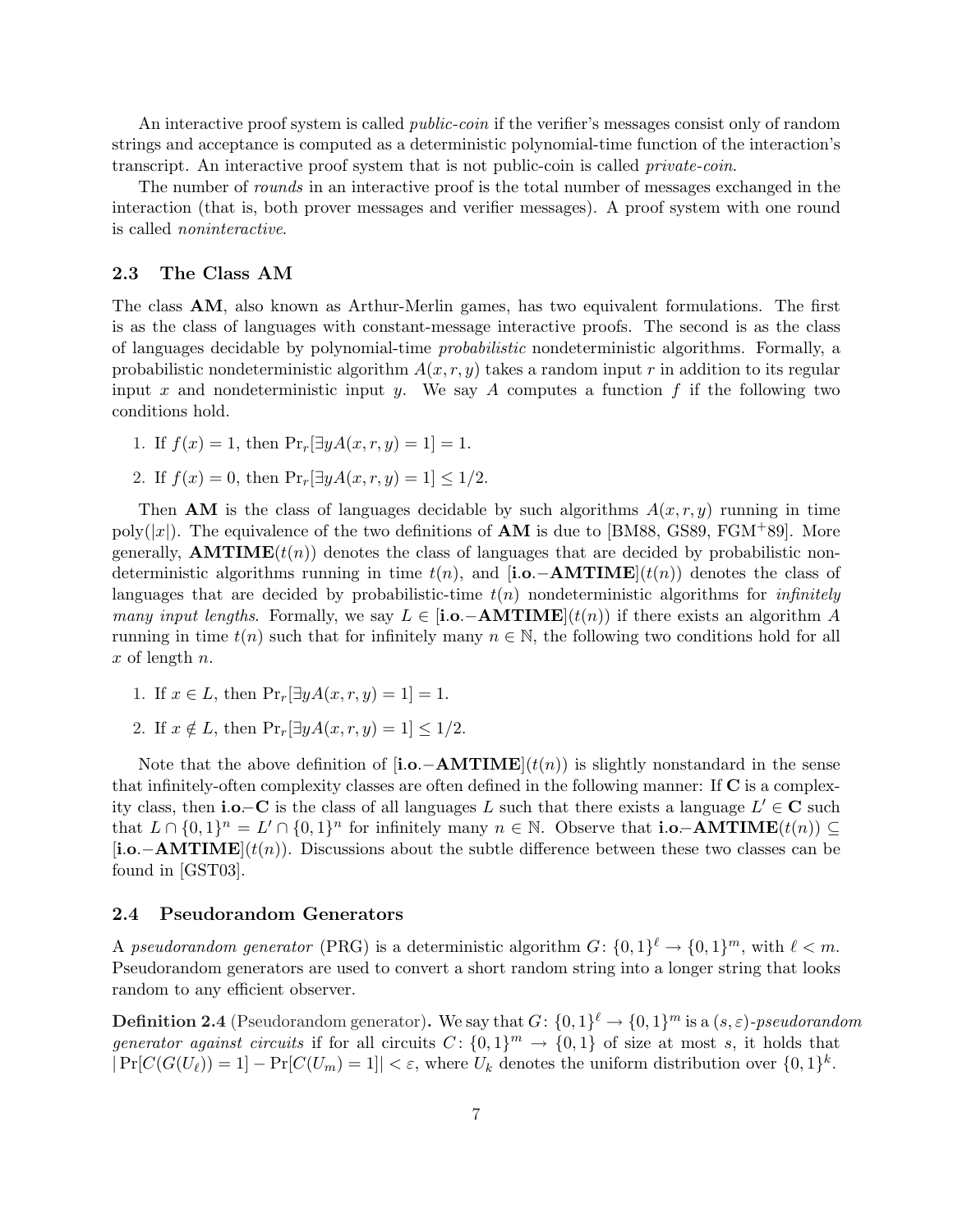An interactive proof system is called *public-coin* if the verifier's messages consist only of random strings and acceptance is computed as a deterministic polynomial-time function of the interaction's transcript. An interactive proof system that is not public-coin is called *private-coin*.

The number of *rounds* in an interactive proof is the total number of messages exchanged in the interaction (that is, both prover messages and verifier messages). A proof system with one round is called *noninteractive*.

### 2.3 The Class AM

The class **AM**, also known as Arthur-Merlin games, has two equivalent formulations. The first is as the class of languages with constant-message interactive proofs. The second is as the class of languages decidable by polynomial-time *probabilistic* nondeterministic algorithms. Formally, a probabilistic nondeterministic algorithm $A(x, r, y)$ takes a random input $r$ in addition to its regular input $x$ and nondeterministic input $y$. We say $A$ computes a function $f$ if the following two conditions hold.

1. If $f(x) = 1$, then $\Pr_r[\exists y A(x, r, y) = 1] = 1$.
2. If $f(x) = 0$, then $\Pr_r[\exists y A(x, r, y) = 1] \leq 1/2$.

Then **AM** is the class of languages decidable by such algorithms $A(x, r, y)$ running in time $\text{poly}(|x|)$. The equivalence of the two definitions of **AM** is due to [BM88, GS89, FGM+89]. More generally, $\mathbf{AMTIME}(t(n))$ denotes the class of languages that are decided by probabilistic nondeterministic algorithms running in time $t(n)$, and $[\mathbf{i.o.}{-}\mathbf{AMTIME}](t(n))$ denotes the class of languages that are decided by probabilistic-time $t(n)$ nondeterministic algorithms for *infinitely many input lengths*. Formally, we say $L \in [\mathbf{i.o.}{-}\mathbf{AMTIME}](t(n))$ if there exists an algorithm $A$ running in time $t(n)$ such that for infinitely many $n \in \mathbb{N}$, the following two conditions hold for all $x$ of length $n$.

1. If $x \in L$, then $\Pr_r[\exists y A(x, r, y) = 1] = 1$.
2. If $x \notin L$, then $\Pr_r[\exists y A(x, r, y) = 1] \leq 1/2$.

Note that the above definition of $[\mathbf{i.o.}{-}\mathbf{AMTIME}](t(n))$ is slightly nonstandard in the sense that infinitely-often complexity classes are often defined in the following manner: If $\mathbf{C}$ is a complexity class, then $\mathbf{i.o.}{-}\mathbf{C}$ is the class of all languages $L$ such that there exists a language $L' \in \mathbf{C}$ such that $L \cap \{0,1\}^n = L' \cap \{0,1\}^n$ for infinitely many $n \in \mathbb{N}$. Observe that $\mathbf{i.o.}{-}\mathbf{AMTIME}(t(n)) \subseteq [\mathbf{i.o.}{-}\mathbf{AMTIME}](t(n))$. Discussions about the subtle difference between these two classes can be found in [GST03].

### 2.4 Pseudorandom Generators

A *pseudorandom generator* (PRG) is a deterministic algorithm $G\colon \{0,1\}^\ell \to \{0,1\}^m$, with $\ell < m$. Pseudorandom generators are used to convert a short random string into a longer string that looks random to any efficient observer.

**Definition 2.4** (Pseudorandom generator)**.** We say that $G\colon \{0,1\}^\ell \to \{0,1\}^m$ is a $(s, \varepsilon)$-*pseudorandom generator against circuits* if for all circuits $C\colon \{0,1\}^m \to \{0,1\}$ of size at most $s$, it holds that $|\Pr[C(G(U_\ell)) = 1] - \Pr[C(U_m) = 1]| < \varepsilon$, where $U_k$ denotes the uniform distribution over $\{0,1\}^k$.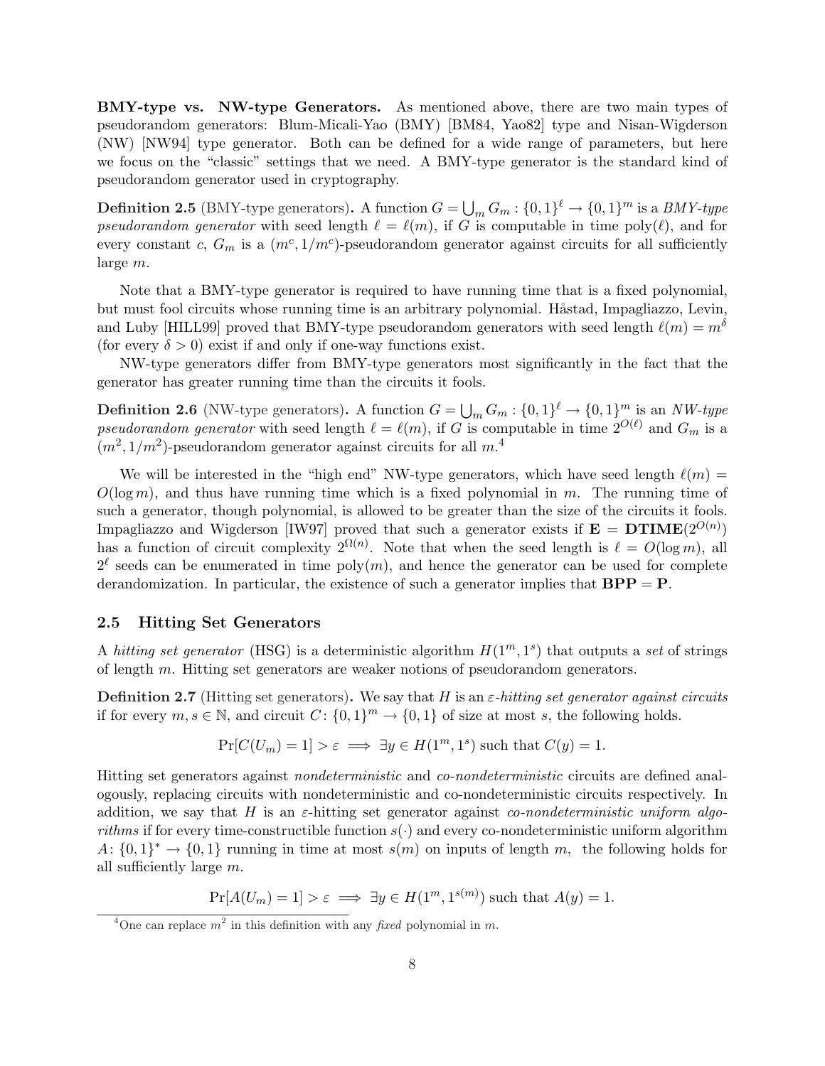**BMY-type vs. NW-type Generators.** As mentioned above, there are two main types of pseudorandom generators: Blum-Micali-Yao (BMY) [BM84, Yao82] type and Nisan-Wigderson (NW) [NW94] type generator. Both can be defined for a wide range of parameters, but here we focus on the "classic" settings that we need. A BMY-type generator is the standard kind of pseudorandom generator used in cryptography.

**Definition 2.5** (BMY-type generators)**.** A function $G = \bigcup_m G_m : \{0,1\}^\ell \to \{0,1\}^m$ is a *BMY-type pseudorandom generator* with seed length $\ell = \ell(m)$, if $G$ is computable in time $\mathrm{poly}(\ell)$, and for every constant $c$, $G_m$ is a $(m^c, 1/m^c)$-pseudorandom generator against circuits for all sufficiently large $m$.

Note that a BMY-type generator is required to have running time that is a fixed polynomial, but must fool circuits whose running time is an arbitrary polynomial. Håstad, Impagliazzo, Levin, and Luby [HILL99] proved that BMY-type pseudorandom generators with seed length $\ell(m) = m^\delta$ (for every $\delta > 0$) exist if and only if one-way functions exist.

NW-type generators differ from BMY-type generators most significantly in the fact that the generator has greater running time than the circuits it fools.

**Definition 2.6** (NW-type generators)**.** A function $G = \bigcup_m G_m : \{0,1\}^\ell \to \{0,1\}^m$ is an *NW-type pseudorandom generator* with seed length $\ell = \ell(m)$, if $G$ is computable in time $2^{O(\ell)}$ and $G_m$ is a $(m^2, 1/m^2)$-pseudorandom generator against circuits for all $m$.[4]

We will be interested in the "high end" NW-type generators, which have seed length $\ell(m) = O(\log m)$, and thus have running time which is a fixed polynomial in $m$. The running time of such a generator, though polynomial, is allowed to be greater than the size of the circuits it fools. Impagliazzo and Wigderson [IW97] proved that such a generator exists if $\mathbf{E} = \mathbf{DTIME}(2^{O(n)})$ has a function of circuit complexity $2^{\Omega(n)}$. Note that when the seed length is $\ell = O(\log m)$, all $2^\ell$ seeds can be enumerated in time $\mathrm{poly}(m)$, and hence the generator can be used for complete derandomization. In particular, the existence of such a generator implies that $\mathbf{BPP} = \mathbf{P}$.

## 2.5 Hitting Set Generators

A *hitting set generator* (HSG) is a deterministic algorithm $H(1^m, 1^s)$ that outputs a *set* of strings of length $m$. Hitting set generators are weaker notions of pseudorandom generators.

**Definition 2.7** (Hitting set generators)**.** We say that $H$ is an *$\varepsilon$-hitting set generator against circuits* if for every $m, s \in \mathbb{N}$, and circuit $C \colon \{0,1\}^m \to \{0,1\}$ of size at most $s$, the following holds.

$$\Pr[C(U_m) = 1] > \varepsilon \implies \exists y \in H(1^m, 1^s) \text{ such that } C(y) = 1.$$

Hitting set generators against *nondeterministic* and *co-nondeterministic* circuits are defined analogously, replacing circuits with nondeterministic and co-nondeterministic circuits respectively. In addition, we say that $H$ is an $\varepsilon$-hitting set generator against *co-nondeterministic uniform algorithms* if for every time-constructible function $s(\cdot)$ and every co-nondeterministic uniform algorithm $A \colon \{0,1\}^* \to \{0,1\}$ running in time at most $s(m)$ on inputs of length $m$, the following holds for all sufficiently large $m$.

$$\Pr[A(U_m) = 1] > \varepsilon \implies \exists y \in H(1^m, 1^{s(m)}) \text{ such that } A(y) = 1.$$

[4] One can replace $m^2$ in this definition with any *fixed* polynomial in $m$.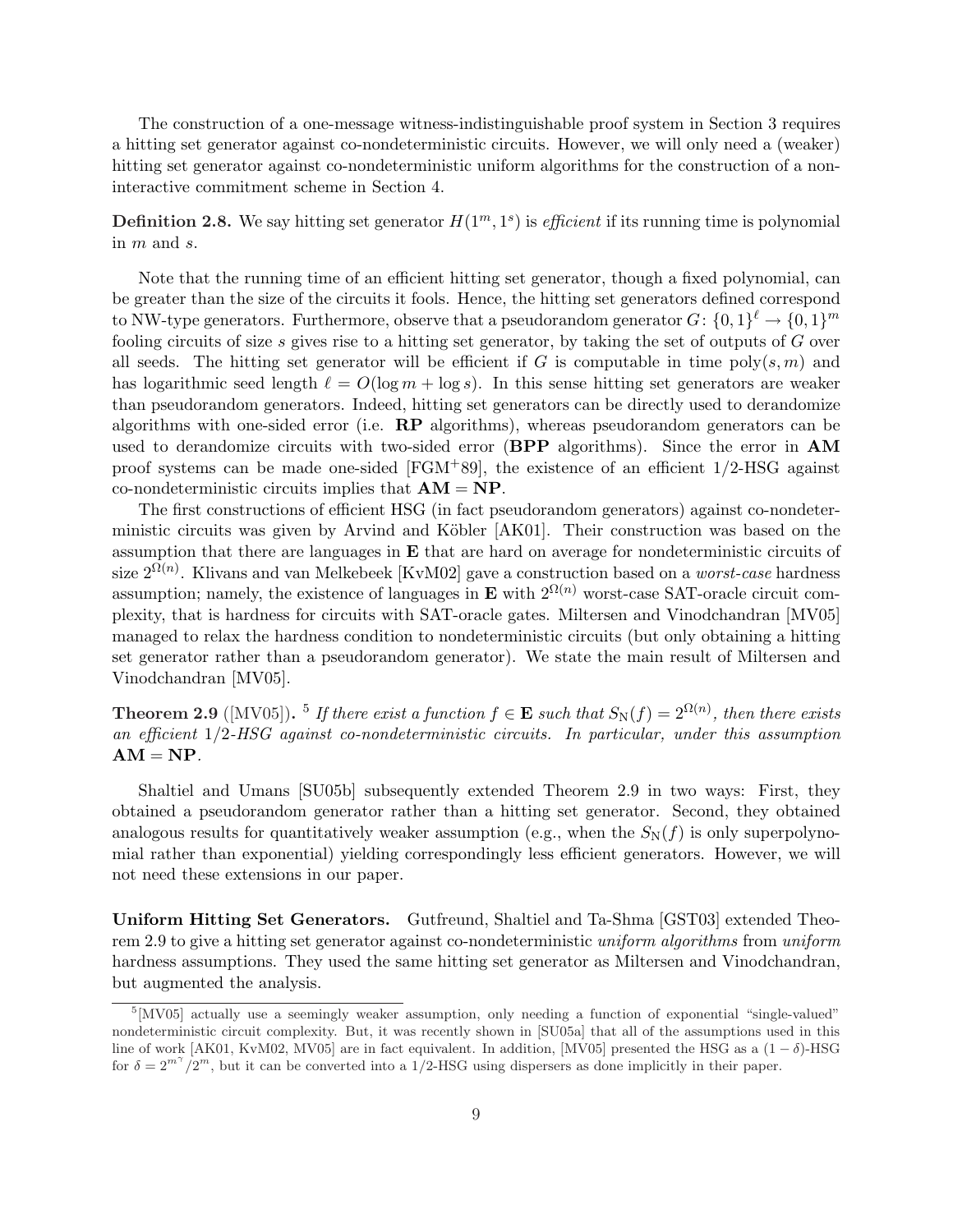The construction of a one-message witness-indistinguishable proof system in Section 3 requires a hitting set generator against co-nondeterministic circuits. However, we will only need a (weaker) hitting set generator against co-nondeterministic uniform algorithms for the construction of a non-interactive commitment scheme in Section 4.

**Definition 2.8.** We say hitting set generator $H(1^m, 1^s)$ is *efficient* if its running time is polynomial in $m$ and $s$.

Note that the running time of an efficient hitting set generator, though a fixed polynomial, can be greater than the size of the circuits it fools. Hence, the hitting set generators defined correspond to NW-type generators. Furthermore, observe that a pseudorandom generator $G\colon \{0,1\}^\ell \to \{0,1\}^m$ fooling circuits of size $s$ gives rise to a hitting set generator, by taking the set of outputs of $G$ over all seeds. The hitting set generator will be efficient if $G$ is computable in time $\text{poly}(s, m)$ and has logarithmic seed length $\ell = O(\log m + \log s)$. In this sense hitting set generators are weaker than pseudorandom generators. Indeed, hitting set generators can be directly used to derandomize algorithms with one-sided error (i.e. **RP** algorithms), whereas pseudorandom generators can be used to derandomize circuits with two-sided error (**BPP** algorithms). Since the error in **AM** proof systems can be made one-sided [FGM+89], the existence of an efficient 1/2-HSG against co-nondeterministic circuits implies that **AM** = **NP**.

The first constructions of efficient HSG (in fact pseudorandom generators) against co-nondeterministic circuits was given by Arvind and Köbler [AK01]. Their construction was based on the assumption that there are languages in **E** that are hard on average for nondeterministic circuits of size $2^{\Omega(n)}$. Klivans and van Melkebeek [KvM02] gave a construction based on a *worst-case* hardness assumption; namely, the existence of languages in **E** with $2^{\Omega(n)}$ worst-case SAT-oracle circuit complexity, that is hardness for circuits with SAT-oracle gates. Miltersen and Vinodchandran [MV05] managed to relax the hardness condition to nondeterministic circuits (but only obtaining a hitting set generator rather than a pseudorandom generator). We state the main result of Miltersen and Vinodchandran [MV05].

**Theorem 2.9** ([MV05]). [5] *If there exist a function $f \in$ **E** such that $S_{\mathrm{N}}(f) = 2^{\Omega(n)}$, then there exists an efficient 1/2-HSG against co-nondeterministic circuits. In particular, under this assumption* **AM** = **NP**.

Shaltiel and Umans [SU05b] subsequently extended Theorem 2.9 in two ways: First, they obtained a pseudorandom generator rather than a hitting set generator. Second, they obtained analogous results for quantitatively weaker assumption (e.g., when the $S_{\mathrm{N}}(f)$ is only superpolynomial rather than exponential) yielding correspondingly less efficient generators. However, we will not need these extensions in our paper.

**Uniform Hitting Set Generators.** Gutfreund, Shaltiel and Ta-Shma [GST03] extended Theorem 2.9 to give a hitting set generator against co-nondeterministic *uniform algorithms* from *uniform* hardness assumptions. They used the same hitting set generator as Miltersen and Vinodchandran, but augmented the analysis.

---

[5] [MV05] actually use a seemingly weaker assumption, only needing a function of exponential "single-valued" nondeterministic circuit complexity. But, it was recently shown in [SU05a] that all of the assumptions used in this line of work [AK01, KvM02, MV05] are in fact equivalent. In addition, [MV05] presented the HSG as a $(1-\delta)$-HSG for $\delta = 2^{m^\gamma}/2^m$, but it can be converted into a 1/2-HSG using dispersers as done implicitly in their paper.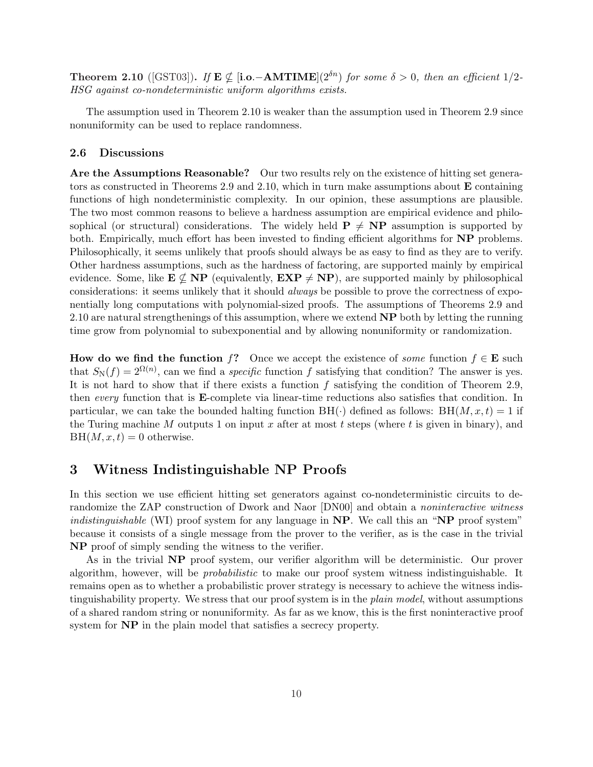**Theorem 2.10** ([GST03])**.** *If* $\mathbf{E} \not\subseteq [\mathbf{i.o.}{-}\mathbf{AMTIME}](2^{\delta n})$ *for some* $\delta > 0$*, then an efficient* 1/2*-HSG against co-nondeterministic uniform algorithms exists.*

The assumption used in Theorem 2.10 is weaker than the assumption used in Theorem 2.9 since nonuniformity can be used to replace randomness.

### 2.6 Discussions

**Are the Assumptions Reasonable?** Our two results rely on the existence of hitting set generators as constructed in Theorems 2.9 and 2.10, which in turn make assumptions about $\mathbf{E}$ containing functions of high nondeterministic complexity. In our opinion, these assumptions are plausible. The two most common reasons to believe a hardness assumption are empirical evidence and philosophical (or structural) considerations. The widely held $\mathbf{P} \neq \mathbf{NP}$ assumption is supported by both. Empirically, much effort has been invested to finding efficient algorithms for $\mathbf{NP}$ problems. Philosophically, it seems unlikely that proofs should always be as easy to find as they are to verify. Other hardness assumptions, such as the hardness of factoring, are supported mainly by empirical evidence. Some, like $\mathbf{E} \not\subseteq \mathbf{NP}$ (equivalently, $\mathbf{EXP} \neq \mathbf{NP}$), are supported mainly by philosophical considerations: it seems unlikely that it should *always* be possible to prove the correctness of exponentially long computations with polynomial-sized proofs. The assumptions of Theorems 2.9 and 2.10 are natural strengthenings of this assumption, where we extend $\mathbf{NP}$ both by letting the running time grow from polynomial to subexponential and by allowing nonuniformity or randomization.

**How do we find the function $f$?** Once we accept the existence of *some* function $f \in \mathbf{E}$ such that $S_{\mathrm{N}}(f) = 2^{\Omega(n)}$, can we find a *specific* function $f$ satisfying that condition? The answer is yes. It is not hard to show that if there exists a function $f$ satisfying the condition of Theorem 2.9, then *every* function that is $\mathbf{E}$-complete via linear-time reductions also satisfies that condition. In particular, we can take the bounded halting function $\mathrm{BH}(\cdot)$ defined as follows: $\mathrm{BH}(M, x, t) = 1$ if the Turing machine $M$ outputs 1 on input $x$ after at most $t$ steps (where $t$ is given in binary), and $\mathrm{BH}(M, x, t) = 0$ otherwise.

## 3 Witness Indistinguishable NP Proofs

In this section we use efficient hitting set generators against co-nondeterministic circuits to derandomize the ZAP construction of Dwork and Naor [DN00] and obtain a *noninteractive witness indistinguishable* (WI) proof system for any language in $\mathbf{NP}$. We call this an "$\mathbf{NP}$ proof system" because it consists of a single message from the prover to the verifier, as is the case in the trivial $\mathbf{NP}$ proof of simply sending the witness to the verifier.

As in the trivial $\mathbf{NP}$ proof system, our verifier algorithm will be deterministic. Our prover algorithm, however, will be *probabilistic* to make our proof system witness indistinguishable. It remains open as to whether a probabilistic prover strategy is necessary to achieve the witness indistinguishability property. We stress that our proof system is in the *plain model*, without assumptions of a shared random string or nonuniformity. As far as we know, this is the first noninteractive proof system for $\mathbf{NP}$ in the plain model that satisfies a secrecy property.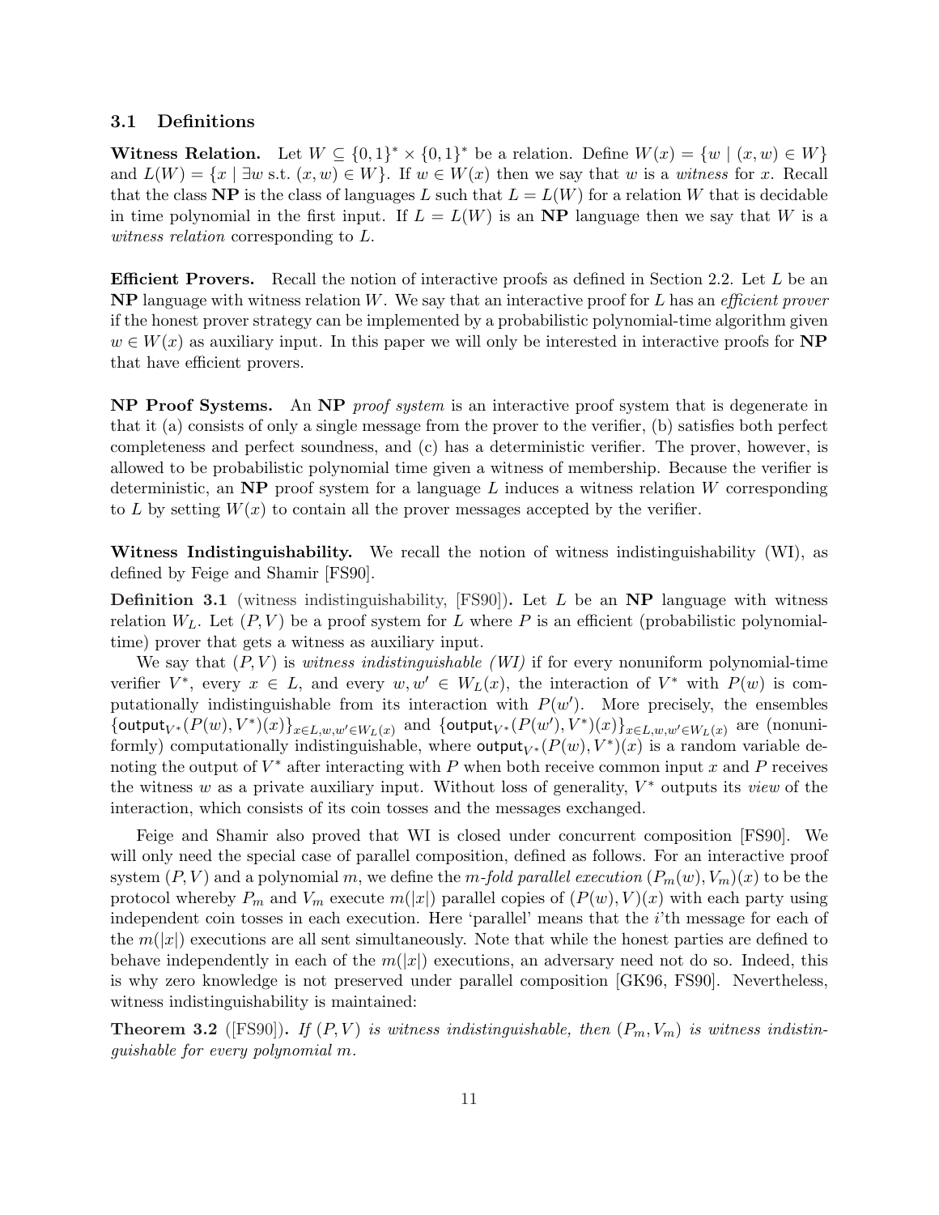### 3.1 Definitions

**Witness Relation.** Let $W \subseteq \{0,1\}^* \times \{0,1\}^*$ be a relation. Define $W(x) = \{w \mid (x,w) \in W\}$ and $L(W) = \{x \mid \exists w \text{ s.t. } (x,w) \in W\}$. If $w \in W(x)$ then we say that $w$ is a *witness* for $x$. Recall that the class **NP** is the class of languages $L$ such that $L = L(W)$ for a relation $W$ that is decidable in time polynomial in the first input. If $L = L(W)$ is an **NP** language then we say that $W$ is a *witness relation* corresponding to $L$.

**Efficient Provers.** Recall the notion of interactive proofs as defined in Section 2.2. Let $L$ be an **NP** language with witness relation $W$. We say that an interactive proof for $L$ has an *efficient prover* if the honest prover strategy can be implemented by a probabilistic polynomial-time algorithm given $w \in W(x)$ as auxiliary input. In this paper we will only be interested in interactive proofs for **NP** that have efficient provers.

**NP Proof Systems.** An **NP** *proof system* is an interactive proof system that is degenerate in that it (a) consists of only a single message from the prover to the verifier, (b) satisfies both perfect completeness and perfect soundness, and (c) has a deterministic verifier. The prover, however, is allowed to be probabilistic polynomial time given a witness of membership. Because the verifier is deterministic, an **NP** proof system for a language $L$ induces a witness relation $W$ corresponding to $L$ by setting $W(x)$ to contain all the prover messages accepted by the verifier.

**Witness Indistinguishability.** We recall the notion of witness indistinguishability (WI), as defined by Feige and Shamir [FS90].

**Definition 3.1** (witness indistinguishability, [FS90])**.** Let $L$ be an **NP** language with witness relation $W_L$. Let $(P,V)$ be a proof system for $L$ where $P$ is an efficient (probabilistic polynomial-time) prover that gets a witness as auxiliary input.

We say that $(P,V)$ is *witness indistinguishable (WI)* if for every nonuniform polynomial-time verifier $V^*$, every $x \in L$, and every $w, w' \in W_L(x)$, the interaction of $V^*$ with $P(w)$ is computationally indistinguishable from its interaction with $P(w')$. More precisely, the ensembles $\{\mathsf{output}_{V^*}(P(w),V^*)(x)\}_{x \in L, w, w' \in W_L(x)}$ and $\{\mathsf{output}_{V^*}(P(w'),V^*)(x)\}_{x \in L, w, w' \in W_L(x)}$ are (nonuniformly) computationally indistinguishable, where $\mathsf{output}_{V^*}(P(w),V^*)(x)$ is a random variable denoting the output of $V^*$ after interacting with $P$ when both receive common input $x$ and $P$ receives the witness $w$ as a private auxiliary input. Without loss of generality, $V^*$ outputs its *view* of the interaction, which consists of its coin tosses and the messages exchanged.

Feige and Shamir also proved that WI is closed under concurrent composition [FS90]. We will only need the special case of parallel composition, defined as follows. For an interactive proof system $(P,V)$ and a polynomial $m$, we define the *$m$-fold parallel execution* $(P_m(w), V_m)(x)$ to be the protocol whereby $P_m$ and $V_m$ execute $m(|x|)$ parallel copies of $(P(w),V)(x)$ with each party using independent coin tosses in each execution. Here 'parallel' means that the $i$'th message for each of the $m(|x|)$ executions are all sent simultaneously. Note that while the honest parties are defined to behave independently in each of the $m(|x|)$ executions, an adversary need not do so. Indeed, this is why zero knowledge is not preserved under parallel composition [GK96, FS90]. Nevertheless, witness indistinguishability is maintained:

**Theorem 3.2** ([FS90])**.** *If $(P,V)$ is witness indistinguishable, then $(P_m,V_m)$ is witness indistinguishable for every polynomial $m$.*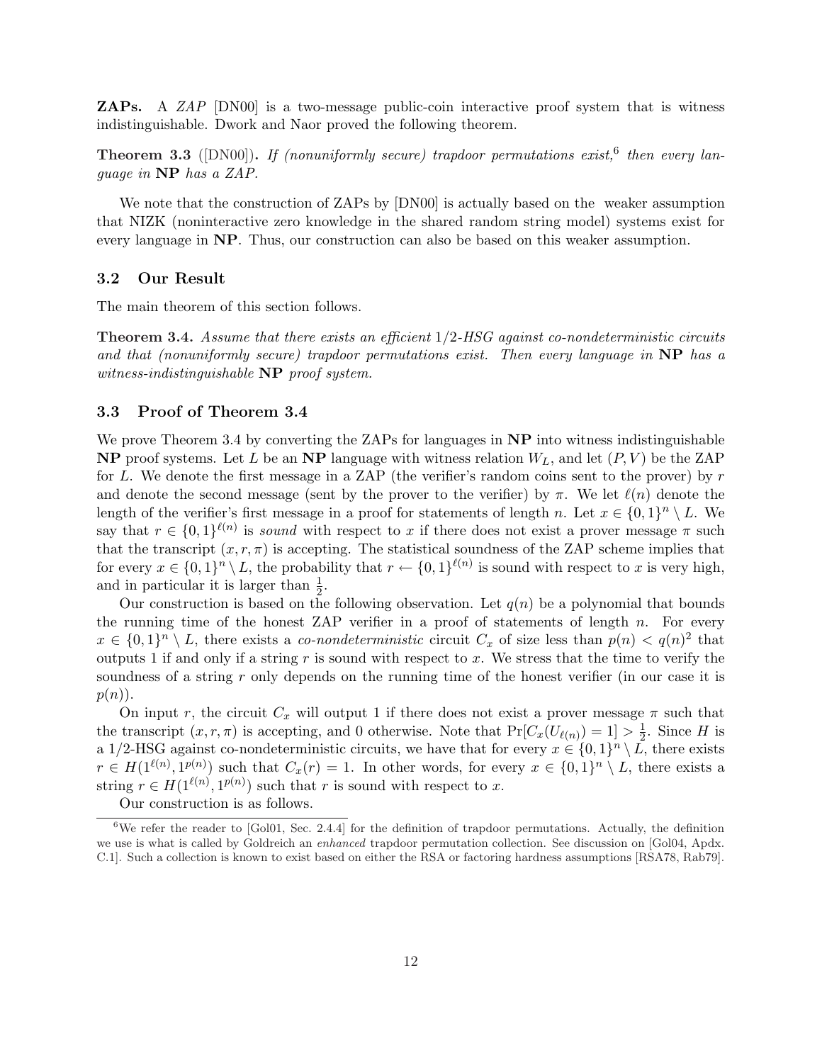**ZAPs.** A *ZAP* [DN00] is a two-message public-coin interactive proof system that is witness indistinguishable. Dwork and Naor proved the following theorem.

**Theorem 3.3** ([DN00])**.** *If (nonuniformly secure) trapdoor permutations exist,*[6] *then every language in* **NP** *has a ZAP.*

We note that the construction of ZAPs by [DN00] is actually based on the weaker assumption that NIZK (noninteractive zero knowledge in the shared random string model) systems exist for every language in **NP**. Thus, our construction can also be based on this weaker assumption.

### 3.2 Our Result

The main theorem of this section follows.

**Theorem 3.4.** *Assume that there exists an efficient* $1/2$*-HSG against co-nondeterministic circuits and that (nonuniformly secure) trapdoor permutations exist. Then every language in* **NP** *has a witness-indistinguishable* **NP** *proof system.*

### 3.3 Proof of Theorem 3.4

We prove Theorem 3.4 by converting the ZAPs for languages in **NP** into witness indistinguishable **NP** proof systems. Let $L$ be an **NP** language with witness relation $W_L$, and let $(P, V)$ be the ZAP for $L$. We denote the first message in a ZAP (the verifier's random coins sent to the prover) by $r$ and denote the second message (sent by the prover to the verifier) by $\pi$. We let $\ell(n)$ denote the length of the verifier's first message in a proof for statements of length $n$. Let $x \in \{0,1\}^n \setminus L$. We say that $r \in \{0,1\}^{\ell(n)}$ is *sound* with respect to $x$ if there does not exist a prover message $\pi$ such that the transcript $(x, r, \pi)$ is accepting. The statistical soundness of the ZAP scheme implies that for every $x \in \{0,1\}^n \setminus L$, the probability that $r \leftarrow \{0,1\}^{\ell(n)}$ is sound with respect to $x$ is very high, and in particular it is larger than $\frac{1}{2}$.

Our construction is based on the following observation. Let $q(n)$ be a polynomial that bounds the running time of the honest ZAP verifier in a proof of statements of length $n$. For every $x \in \{0,1\}^n \setminus L$, there exists a *co-nondeterministic* circuit $C_x$ of size less than $p(n) < q(n)^2$ that outputs 1 if and only if a string $r$ is sound with respect to $x$. We stress that the time to verify the soundness of a string $r$ only depends on the running time of the honest verifier (in our case it is $p(n)$).

On input $r$, the circuit $C_x$ will output 1 if there does not exist a prover message $\pi$ such that the transcript $(x, r, \pi)$ is accepting, and 0 otherwise. Note that $\Pr[C_x(U_{\ell(n)}) = 1] > \frac{1}{2}$. Since $H$ is a $1/2$-HSG against co-nondeterministic circuits, we have that for every $x \in \{0,1\}^n \setminus L$, there exists $r \in H(1^{\ell(n)}, 1^{p(n)})$ such that $C_x(r) = 1$. In other words, for every $x \in \{0,1\}^n \setminus L$, there exists a string $r \in H(1^{\ell(n)}, 1^{p(n)})$ such that $r$ is sound with respect to $x$.

Our construction is as follows.

---

[6] We refer the reader to [Gol01, Sec. 2.4.4] for the definition of trapdoor permutations. Actually, the definition we use is what is called by Goldreich an *enhanced* trapdoor permutation collection. See discussion on [Gol04, Apdx. C.1]. Such a collection is known to exist based on either the RSA or factoring hardness assumptions [RSA78, Rab79].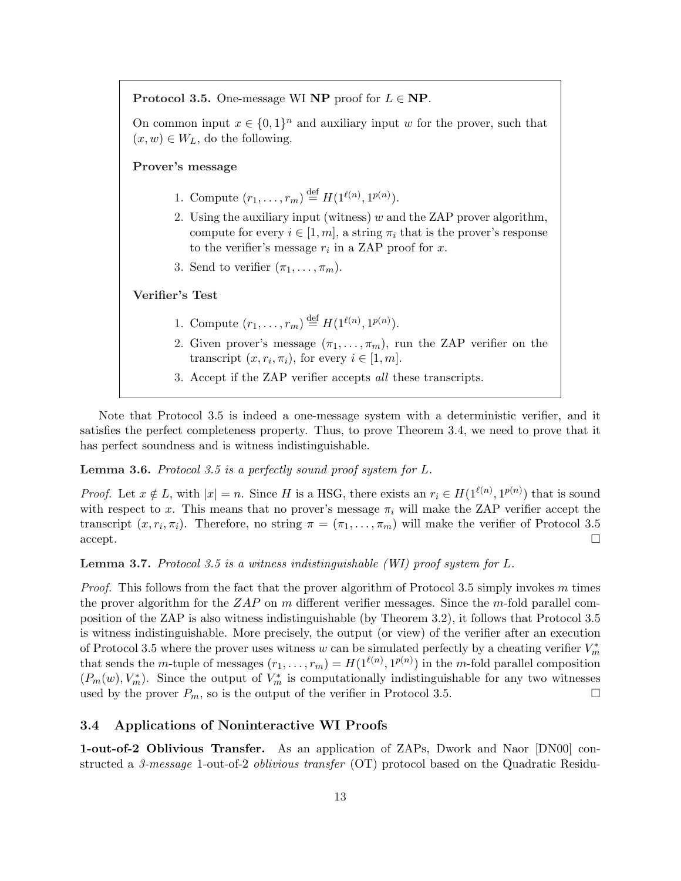**Protocol 3.5.** One-message WI **NP** proof for $L \in \mathbf{NP}$.

On common input $x \in \{0,1\}^n$ and auxiliary input $w$ for the prover, such that $(x, w) \in W_L$, do the following.

**Prover's message**

1. Compute $(r_1, \ldots, r_m) \stackrel{\text{def}}{=} H(1^{\ell(n)}, 1^{p(n)})$.
2. Using the auxiliary input (witness) $w$ and the ZAP prover algorithm, compute for every $i \in [1, m]$, a string $\pi_i$ that is the prover's response to the verifier's message $r_i$ in a ZAP proof for $x$.
3. Send to verifier $(\pi_1, \ldots, \pi_m)$.

**Verifier's Test**

1. Compute $(r_1, \ldots, r_m) \stackrel{\text{def}}{=} H(1^{\ell(n)}, 1^{p(n)})$.
2. Given prover's message $(\pi_1, \ldots, \pi_m)$, run the ZAP verifier on the transcript $(x, r_i, \pi_i)$, for every $i \in [1, m]$.
3. Accept if the ZAP verifier accepts *all* these transcripts.

Note that Protocol 3.5 is indeed a one-message system with a deterministic verifier, and it satisfies the perfect completeness property. Thus, to prove Theorem 3.4, we need to prove that it has perfect soundness and is witness indistinguishable.

**Lemma 3.6.** *Protocol 3.5 is a perfectly sound proof system for $L$.*

*Proof.* Let $x \notin L$, with $|x| = n$. Since $H$ is a HSG, there exists an $r_i \in H(1^{\ell(n)}, 1^{p(n)})$ that is sound with respect to $x$. This means that no prover's message $\pi_i$ will make the ZAP verifier accept the transcript $(x, r_i, \pi_i)$. Therefore, no string $\pi = (\pi_1, \ldots, \pi_m)$ will make the verifier of Protocol 3.5 accept. □

**Lemma 3.7.** *Protocol 3.5 is a witness indistinguishable (WI) proof system for $L$.*

*Proof.* This follows from the fact that the prover algorithm of Protocol 3.5 simply invokes $m$ times the prover algorithm for the $ZAP$ on $m$ different verifier messages. Since the $m$-fold parallel composition of the ZAP is also witness indistinguishable (by Theorem 3.2), it follows that Protocol 3.5 is witness indistinguishable. More precisely, the output (or view) of the verifier after an execution of Protocol 3.5 where the prover uses witness $w$ can be simulated perfectly by a cheating verifier $V_m^*$ that sends the $m$-tuple of messages $(r_1, \ldots, r_m) = H(1^{\ell(n)}, 1^{p(n)})$ in the $m$-fold parallel composition $(P_m(w), V_m^*)$. Since the output of $V_m^*$ is computationally indistinguishable for any two witnesses used by the prover $P_m$, so is the output of the verifier in Protocol 3.5. □

### 3.4 Applications of Noninteractive WI Proofs

**1-out-of-2 Oblivious Transfer.** As an application of ZAPs, Dwork and Naor [DN00] constructed a *3-message* 1-out-of-2 *oblivious transfer* (OT) protocol based on the Quadratic Residu-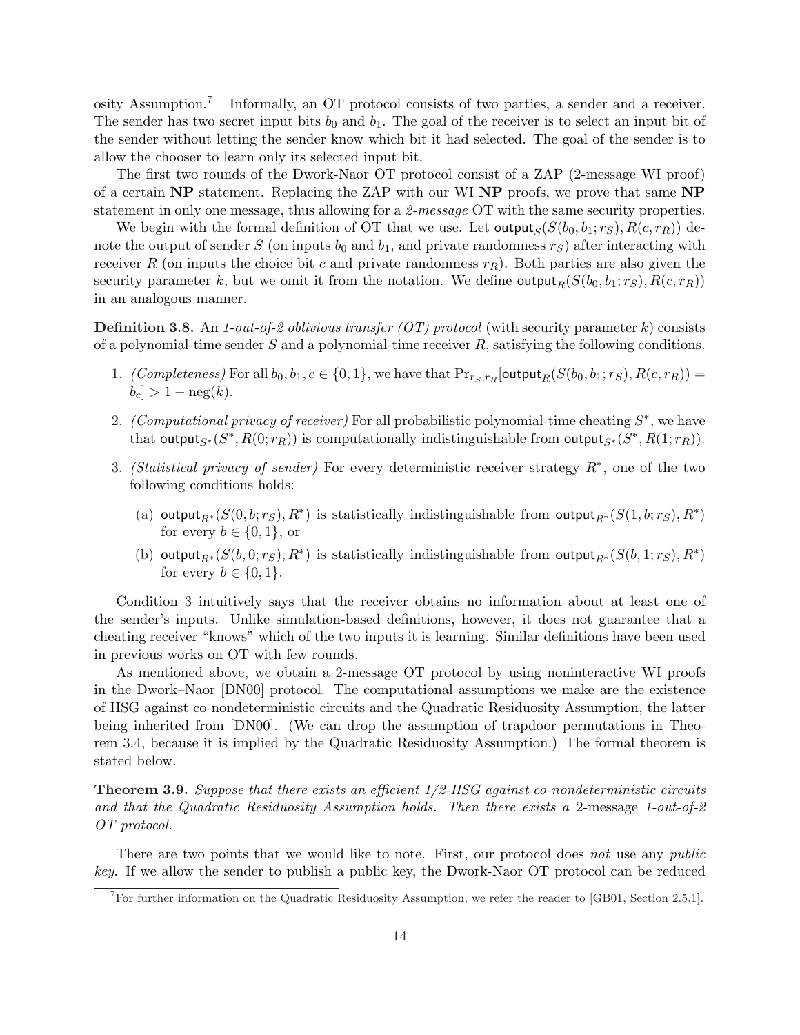osity Assumption.[7] Informally, an OT protocol consists of two parties, a sender and a receiver. The sender has two secret input bits $b_0$ and $b_1$. The goal of the receiver is to select an input bit of the sender without letting the sender know which bit it had selected. The goal of the sender is to allow the chooser to learn only its selected input bit.

The first two rounds of the Dwork-Naor OT protocol consist of a ZAP (2-message WI proof) of a certain **NP** statement. Replacing the ZAP with our WI **NP** proofs, we prove that same **NP** statement in only one message, thus allowing for a *2-message* OT with the same security properties.

We begin with the formal definition of OT that we use. Let $\mathsf{output}_S(S(b_0, b_1; r_S), R(c, r_R))$ denote the output of sender $S$ (on inputs $b_0$ and $b_1$, and private randomness $r_S$) after interacting with receiver $R$ (on inputs the choice bit $c$ and private randomness $r_R$). Both parties are also given the security parameter $k$, but we omit it from the notation. We define $\mathsf{output}_R(S(b_0, b_1; r_S), R(c, r_R))$ in an analogous manner.

**Definition 3.8.** An *1-out-of-2 oblivious transfer (OT) protocol* (with security parameter $k$) consists of a polynomial-time sender $S$ and a polynomial-time receiver $R$, satisfying the following conditions.

1. *(Completeness)* For all $b_0, b_1, c \in \{0, 1\}$, we have that $\Pr_{r_S, r_R}[\mathsf{output}_R(S(b_0, b_1; r_S), R(c, r_R)) = b_c] > 1 - \text{neg}(k)$.
2. *(Computational privacy of receiver)* For all probabilistic polynomial-time cheating $S^*$, we have that $\mathsf{output}_{S^*}(S^*, R(0; r_R))$ is computationally indistinguishable from $\mathsf{output}_{S^*}(S^*, R(1; r_R))$.
3. *(Statistical privacy of sender)* For every deterministic receiver strategy $R^*$, one of the two following conditions holds:
   (a) $\mathsf{output}_{R^*}(S(0, b; r_S), R^*)$ is statistically indistinguishable from $\mathsf{output}_{R^*}(S(1, b; r_S), R^*)$ for every $b \in \{0, 1\}$, or
   (b) $\mathsf{output}_{R^*}(S(b, 0; r_S), R^*)$ is statistically indistinguishable from $\mathsf{output}_{R^*}(S(b, 1; r_S), R^*)$ for every $b \in \{0, 1\}$.

Condition 3 intuitively says that the receiver obtains no information about at least one of the sender's inputs. Unlike simulation-based definitions, however, it does not guarantee that a cheating receiver "knows" which of the two inputs it is learning. Similar definitions have been used in previous works on OT with few rounds.

As mentioned above, we obtain a 2-message OT protocol by using noninteractive WI proofs in the Dwork–Naor [DN00] protocol. The computational assumptions we make are the existence of HSG against co-nondeterministic circuits and the Quadratic Residuosity Assumption, the latter being inherited from [DN00]. (We can drop the assumption of trapdoor permutations in Theorem 3.4, because it is implied by the Quadratic Residuosity Assumption.) The formal theorem is stated below.

**Theorem 3.9.** *Suppose that there exists an efficient 1/2-HSG against co-nondeterministic circuits and that the Quadratic Residuosity Assumption holds. Then there exists a* 2-message *1-out-of-2 OT protocol.*

There are two points that we would like to note. First, our protocol does *not* use any *public key*. If we allow the sender to publish a public key, the Dwork-Naor OT protocol can be reduced

[7] For further information on the Quadratic Residuosity Assumption, we refer the reader to [GB01, Section 2.5.1].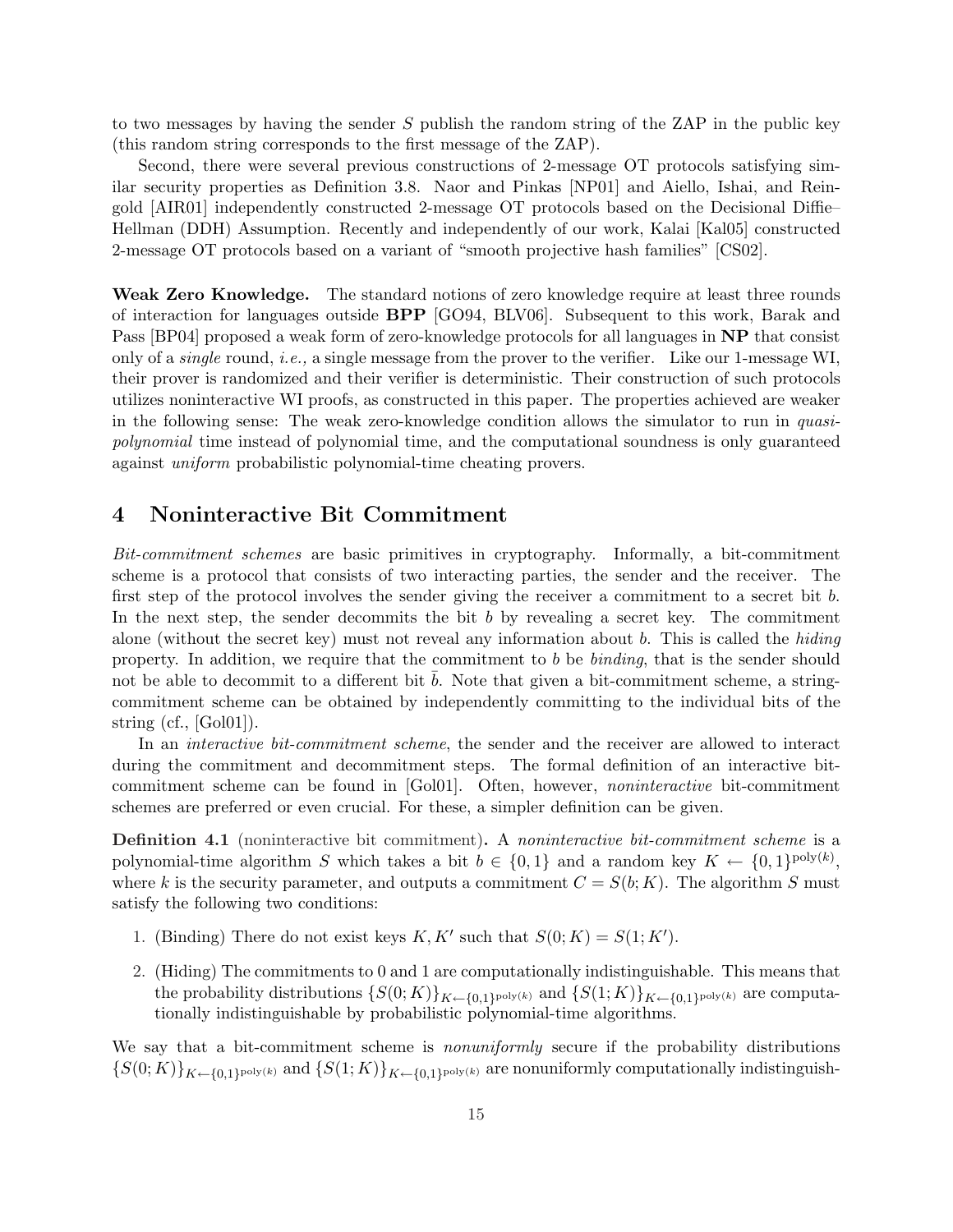to two messages by having the sender $S$ publish the random string of the ZAP in the public key (this random string corresponds to the first message of the ZAP).

Second, there were several previous constructions of 2-message OT protocols satisfying similar security properties as Definition 3.8. Naor and Pinkas [NP01] and Aiello, Ishai, and Reingold [AIR01] independently constructed 2-message OT protocols based on the Decisional Diffie–Hellman (DDH) Assumption. Recently and independently of our work, Kalai [Kal05] constructed 2-message OT protocols based on a variant of "smooth projective hash families" [CS02].

**Weak Zero Knowledge.** The standard notions of zero knowledge require at least three rounds of interaction for languages outside **BPP** [GO94, BLV06]. Subsequent to this work, Barak and Pass [BP04] proposed a weak form of zero-knowledge protocols for all languages in **NP** that consist only of a *single* round, *i.e.,* a single message from the prover to the verifier. Like our 1-message WI, their prover is randomized and their verifier is deterministic. Their construction of such protocols utilizes noninteractive WI proofs, as constructed in this paper. The properties achieved are weaker in the following sense: The weak zero-knowledge condition allows the simulator to run in *quasi-polynomial* time instead of polynomial time, and the computational soundness is only guaranteed against *uniform* probabilistic polynomial-time cheating provers.

## 4 Noninteractive Bit Commitment

*Bit-commitment schemes* are basic primitives in cryptography. Informally, a bit-commitment scheme is a protocol that consists of two interacting parties, the sender and the receiver. The first step of the protocol involves the sender giving the receiver a commitment to a secret bit $b$. In the next step, the sender decommits the bit $b$ by revealing a secret key. The commitment alone (without the secret key) must not reveal any information about $b$. This is called the *hiding* property. In addition, we require that the commitment to $b$ be *binding*, that is the sender should not be able to decommit to a different bit $\bar{b}$. Note that given a bit-commitment scheme, a string-commitment scheme can be obtained by independently committing to the individual bits of the string (cf., [Gol01]).

In an *interactive bit-commitment scheme*, the sender and the receiver are allowed to interact during the commitment and decommitment steps. The formal definition of an interactive bit-commitment scheme can be found in [Gol01]. Often, however, *noninteractive* bit-commitment schemes are preferred or even crucial. For these, a simpler definition can be given.

**Definition 4.1** (noninteractive bit commitment)**.** A *noninteractive bit-commitment scheme* is a polynomial-time algorithm $S$ which takes a bit $b \in \{0,1\}$ and a random key $K \leftarrow \{0,1\}^{\text{poly}(k)}$, where $k$ is the security parameter, and outputs a commitment $C = S(b;K)$. The algorithm $S$ must satisfy the following two conditions:

1. (Binding) There do not exist keys $K, K'$ such that $S(0;K) = S(1;K')$.
2. (Hiding) The commitments to 0 and 1 are computationally indistinguishable. This means that the probability distributions $\{S(0;K)\}_{K \leftarrow \{0,1\}^{\text{poly}(k)}}$ and $\{S(1;K)\}_{K \leftarrow \{0,1\}^{\text{poly}(k)}}$ are computationally indistinguishable by probabilistic polynomial-time algorithms.

We say that a bit-commitment scheme is *nonuniformly* secure if the probability distributions $\{S(0;K)\}_{K \leftarrow \{0,1\}^{\text{poly}(k)}}$ and $\{S(1;K)\}_{K \leftarrow \{0,1\}^{\text{poly}(k)}}$ are nonuniformly computationally indistinguish-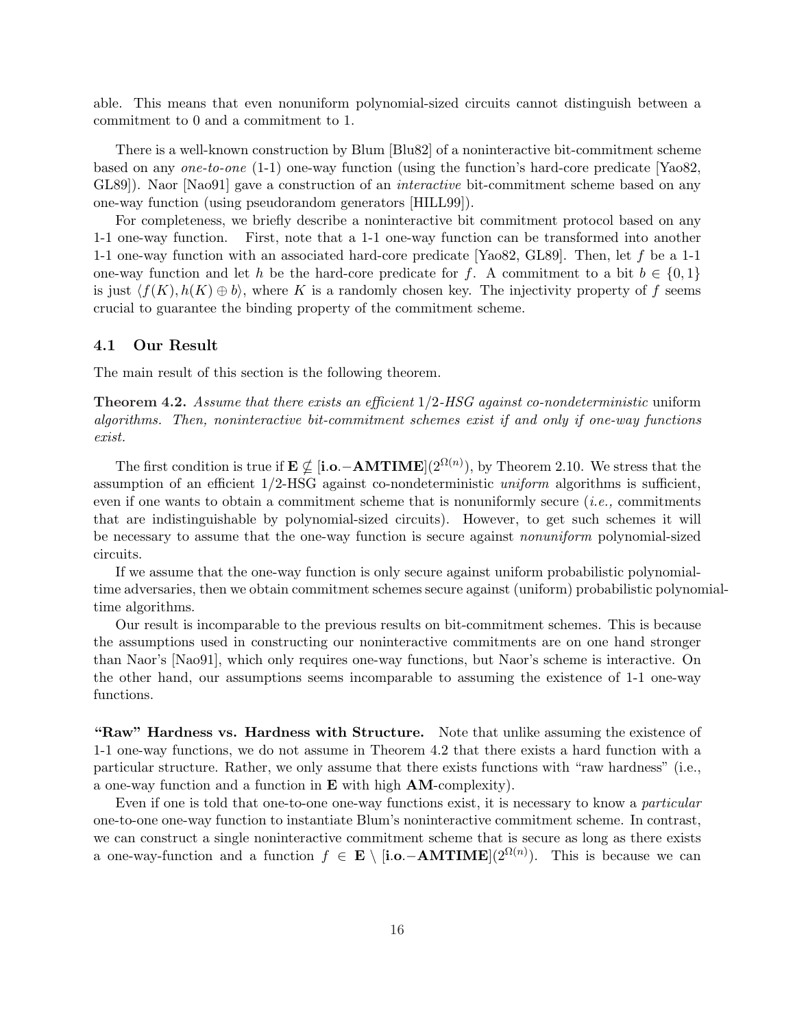able. This means that even nonuniform polynomial-sized circuits cannot distinguish between a commitment to 0 and a commitment to 1.

There is a well-known construction by Blum [Blu82] of a noninteractive bit-commitment scheme based on any *one-to-one* (1-1) one-way function (using the function's hard-core predicate [Yao82, GL89]). Naor [Nao91] gave a construction of an *interactive* bit-commitment scheme based on any one-way function (using pseudorandom generators [HILL99]).

For completeness, we briefly describe a noninteractive bit commitment protocol based on any 1-1 one-way function. First, note that a 1-1 one-way function can be transformed into another 1-1 one-way function with an associated hard-core predicate [Yao82, GL89]. Then, let $f$ be a 1-1 one-way function and let $h$ be the hard-core predicate for $f$. A commitment to a bit $b \in \{0, 1\}$ is just $\langle f(K), h(K) \oplus b \rangle$, where $K$ is a randomly chosen key. The injectivity property of $f$ seems crucial to guarantee the binding property of the commitment scheme.

### 4.1 Our Result

The main result of this section is the following theorem.

**Theorem 4.2.** *Assume that there exists an efficient* $1/2$*-HSG against co-nondeterministic uniform algorithms. Then, noninteractive bit-commitment schemes exist if and only if one-way functions exist.*

The first condition is true if $\mathbf{E} \not\subseteq [\mathbf{i.o.}-\mathbf{AMTIME}](2^{\Omega(n)})$, by Theorem 2.10. We stress that the assumption of an efficient 1/2-HSG against co-nondeterministic *uniform* algorithms is sufficient, even if one wants to obtain a commitment scheme that is nonuniformly secure (*i.e.,* commitments that are indistinguishable by polynomial-sized circuits). However, to get such schemes it will be necessary to assume that the one-way function is secure against *nonuniform* polynomial-sized circuits.

If we assume that the one-way function is only secure against uniform probabilistic polynomial-time adversaries, then we obtain commitment schemes secure against (uniform) probabilistic polynomial-time algorithms.

Our result is incomparable to the previous results on bit-commitment schemes. This is because the assumptions used in constructing our noninteractive commitments are on one hand stronger than Naor's [Nao91], which only requires one-way functions, but Naor's scheme is interactive. On the other hand, our assumptions seems incomparable to assuming the existence of 1-1 one-way functions.

**"Raw" Hardness vs. Hardness with Structure.** Note that unlike assuming the existence of 1-1 one-way functions, we do not assume in Theorem 4.2 that there exists a hard function with a particular structure. Rather, we only assume that there exists functions with "raw hardness" (i.e., a one-way function and a function in $\mathbf{E}$ with high $\mathbf{AM}$-complexity).

Even if one is told that one-to-one one-way functions exist, it is necessary to know a *particular* one-to-one one-way function to instantiate Blum's noninteractive commitment scheme. In contrast, we can construct a single noninteractive commitment scheme that is secure as long as there exists a one-way-function and a function $f \in \mathbf{E} \setminus [\mathbf{i.o.}-\mathbf{AMTIME}](2^{\Omega(n)})$. This is because we can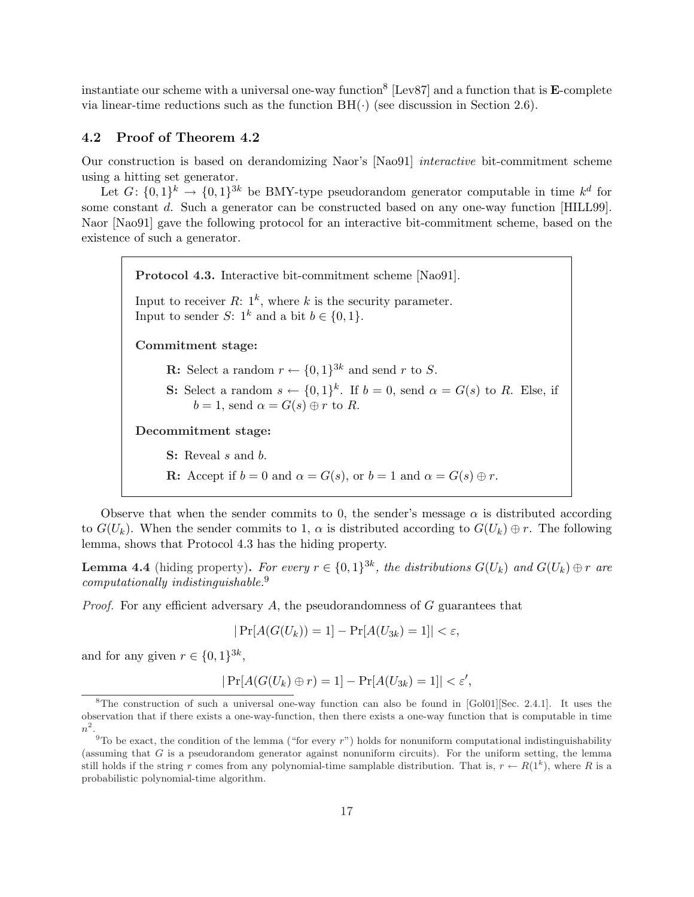instantiate our scheme with a universal one-way function[8] [Lev87] and a function that is **E**-complete via linear-time reductions such as the function $\mathrm{BH}(\cdot)$ (see discussion in Section 2.6).

## 4.2 Proof of Theorem 4.2

Our construction is based on derandomizing Naor's [Nao91] *interactive* bit-commitment scheme using a hitting set generator.

Let $G\colon \{0,1\}^k \to \{0,1\}^{3k}$ be BMY-type pseudorandom generator computable in time $k^d$ for some constant $d$. Such a generator can be constructed based on any one-way function [HILL99]. Naor [Nao91] gave the following protocol for an interactive bit-commitment scheme, based on the existence of such a generator.

> **Protocol 4.3.** Interactive bit-commitment scheme [Nao91].
>
> Input to receiver $R$: $1^k$, where $k$ is the security parameter.
> Input to sender $S$: $1^k$ and a bit $b \in \{0,1\}$.
>
> **Commitment stage:**
>
> **R:** Select a random $r \leftarrow \{0,1\}^{3k}$ and send $r$ to $S$.
>
> **S:** Select a random $s \leftarrow \{0,1\}^k$. If $b = 0$, send $\alpha = G(s)$ to $R$. Else, if $b = 1$, send $\alpha = G(s) \oplus r$ to $R$.
>
> **Decommitment stage:**
>
> **S:** Reveal $s$ and $b$.
>
> **R:** Accept if $b = 0$ and $\alpha = G(s)$, or $b = 1$ and $\alpha = G(s) \oplus r$.

Observe that when the sender commits to 0, the sender's message $\alpha$ is distributed according to $G(U_k)$. When the sender commits to 1, $\alpha$ is distributed according to $G(U_k) \oplus r$. The following lemma, shows that Protocol 4.3 has the hiding property.

**Lemma 4.4** (hiding property)**.** *For every $r \in \{0,1\}^{3k}$, the distributions $G(U_k)$ and $G(U_k) \oplus r$ are computationally indistinguishable.*[9]

*Proof.* For any efficient adversary $A$, the pseudorandomness of $G$ guarantees that

$$|\Pr[A(G(U_k)) = 1] - \Pr[A(U_{3k}) = 1]| < \varepsilon,$$

and for any given $r \in \{0,1\}^{3k}$,

$$|\Pr[A(G(U_k) \oplus r) = 1] - \Pr[A(U_{3k}) = 1]| < \varepsilon',$$

---

[8] The construction of such a universal one-way function can also be found in [Gol01][Sec. 2.4.1]. It uses the observation that if there exists a one-way-function, then there exists a one-way function that is computable in time $n^2$.

[9] To be exact, the condition of the lemma ("for every $r$") holds for nonuniform computational indistinguishability (assuming that $G$ is a pseudorandom generator against nonuniform circuits). For the uniform setting, the lemma still holds if the string $r$ comes from any polynomial-time samplable distribution. That is, $r \leftarrow R(1^k)$, where $R$ is a probabilistic polynomial-time algorithm.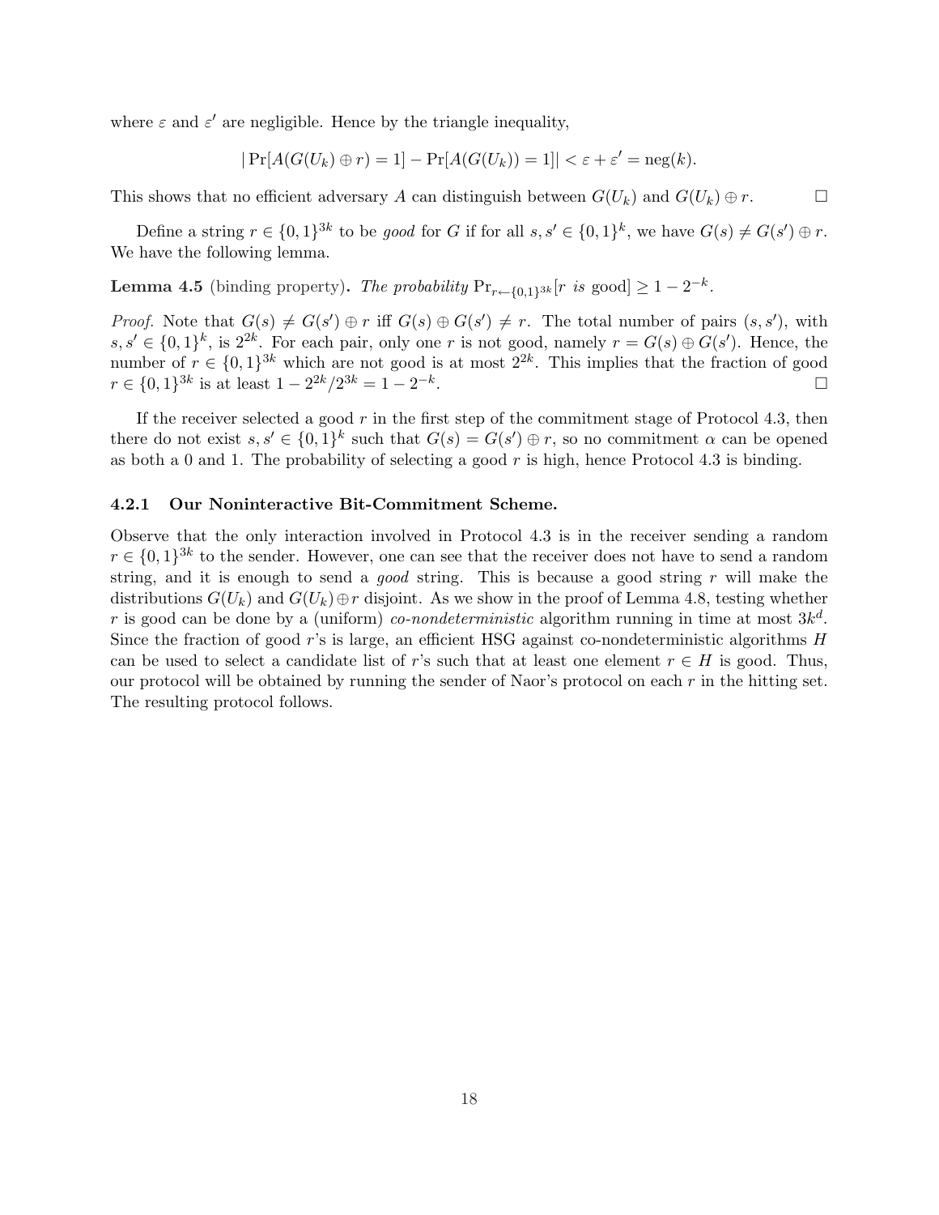where $\varepsilon$ and $\varepsilon'$ are negligible. Hence by the triangle inequality,

$$|\Pr[A(G(U_k) \oplus r) = 1] - \Pr[A(G(U_k)) = 1]| < \varepsilon + \varepsilon' = \text{neg}(k).$$

This shows that no efficient adversary $A$ can distinguish between $G(U_k)$ and $G(U_k) \oplus r$. □

Define a string $r \in \{0,1\}^{3k}$ to be *good* for $G$ if for all $s, s' \in \{0,1\}^k$, we have $G(s) \neq G(s') \oplus r$. We have the following lemma.

**Lemma 4.5** (binding property)**.** *The probability* $\Pr_{r \leftarrow \{0,1\}^{3k}}[r \text{ is good}] \geq 1 - 2^{-k}$.

*Proof.* Note that $G(s) \neq G(s') \oplus r$ iff $G(s) \oplus G(s') \neq r$. The total number of pairs $(s, s')$, with $s, s' \in \{0,1\}^k$, is $2^{2k}$. For each pair, only one $r$ is not good, namely $r = G(s) \oplus G(s')$. Hence, the number of $r \in \{0,1\}^{3k}$ which are not good is at most $2^{2k}$. This implies that the fraction of good $r \in \{0,1\}^{3k}$ is at least $1 - 2^{2k}/2^{3k} = 1 - 2^{-k}$. □

If the receiver selected a good $r$ in the first step of the commitment stage of Protocol 4.3, then there do not exist $s, s' \in \{0,1\}^k$ such that $G(s) = G(s') \oplus r$, so no commitment $\alpha$ can be opened as both a 0 and 1. The probability of selecting a good $r$ is high, hence Protocol 4.3 is binding.

### 4.2.1 Our Noninteractive Bit-Commitment Scheme.

Observe that the only interaction involved in Protocol 4.3 is in the receiver sending a random $r \in \{0,1\}^{3k}$ to the sender. However, one can see that the receiver does not have to send a random string, and it is enough to send a *good* string. This is because a good string $r$ will make the distributions $G(U_k)$ and $G(U_k) \oplus r$ disjoint. As we show in the proof of Lemma 4.8, testing whether $r$ is good can be done by a (uniform) *co-nondeterministic* algorithm running in time at most $3k^d$. Since the fraction of good $r$'s is large, an efficient HSG against co-nondeterministic algorithms $H$ can be used to select a candidate list of $r$'s such that at least one element $r \in H$ is good. Thus, our protocol will be obtained by running the sender of Naor's protocol on each $r$ in the hitting set. The resulting protocol follows.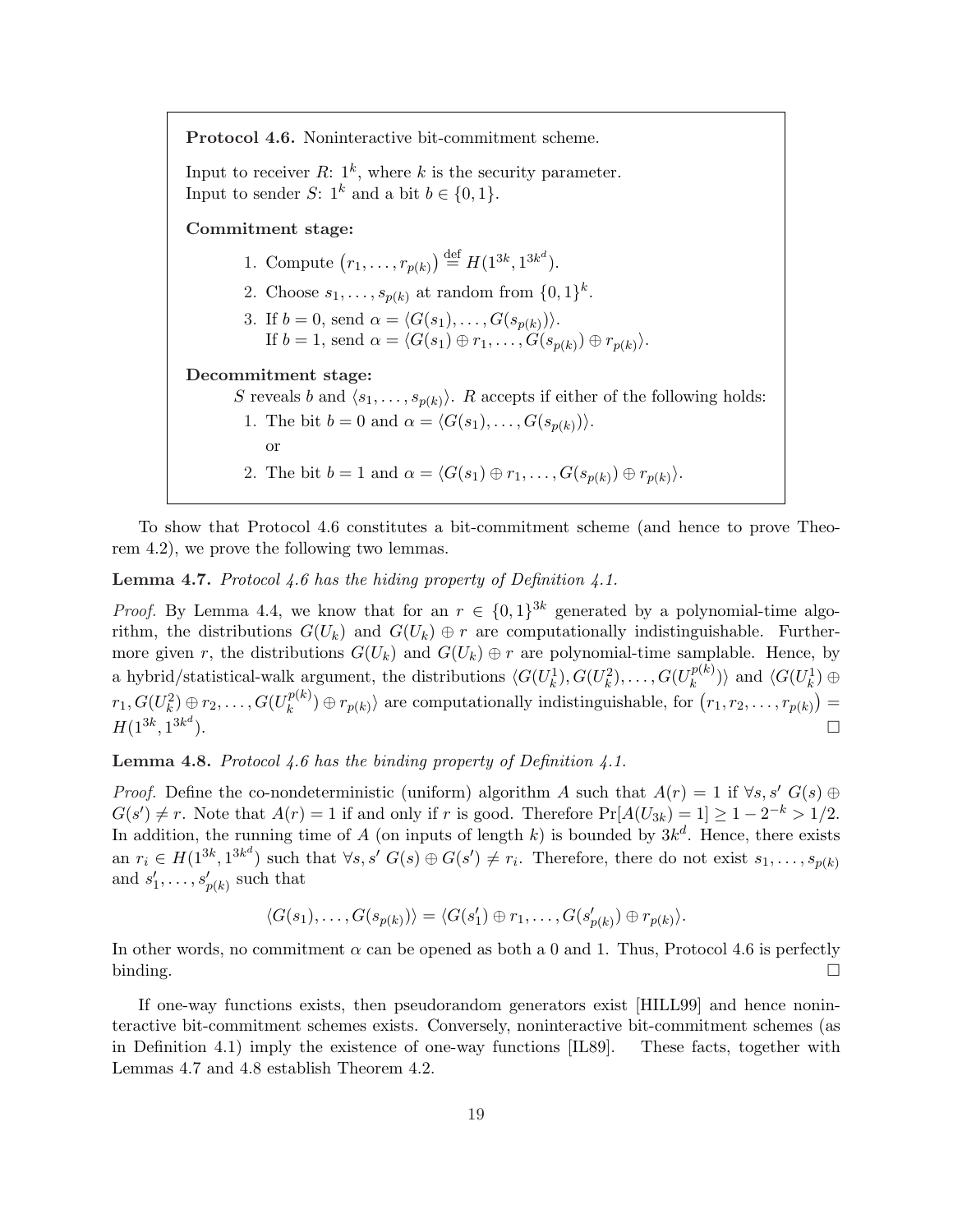**Protocol 4.6.** Noninteractive bit-commitment scheme.

Input to receiver $R$: $1^k$, where $k$ is the security parameter.
Input to sender $S$: $1^k$ and a bit $b \in \{0,1\}$.

**Commitment stage:**

1. Compute $\left(r_1, \ldots, r_{p(k)}\right) \stackrel{\text{def}}{=} H(1^{3k}, 1^{3k^d})$.
2. Choose $s_1, \ldots, s_{p(k)}$ at random from $\{0,1\}^k$.
3. If $b = 0$, send $\alpha = \langle G(s_1), \ldots, G(s_{p(k)}) \rangle$.
   If $b = 1$, send $\alpha = \langle G(s_1) \oplus r_1, \ldots, G(s_{p(k)}) \oplus r_{p(k)} \rangle$.

**Decommitment stage:**

$S$ reveals $b$ and $\langle s_1, \ldots, s_{p(k)} \rangle$. $R$ accepts if either of the following holds:

1. The bit $b = 0$ and $\alpha = \langle G(s_1), \ldots, G(s_{p(k)}) \rangle$.

   or

2. The bit $b = 1$ and $\alpha = \langle G(s_1) \oplus r_1, \ldots, G(s_{p(k)}) \oplus r_{p(k)} \rangle$.

To show that Protocol 4.6 constitutes a bit-commitment scheme (and hence to prove Theorem 4.2), we prove the following two lemmas.

**Lemma 4.7.** *Protocol 4.6 has the hiding property of Definition 4.1.*

*Proof.* By Lemma 4.4, we know that for an $r \in \{0,1\}^{3k}$ generated by a polynomial-time algorithm, the distributions $G(U_k)$ and $G(U_k) \oplus r$ are computationally indistinguishable. Furthermore given $r$, the distributions $G(U_k)$ and $G(U_k) \oplus r$ are polynomial-time samplable. Hence, by a hybrid/statistical-walk argument, the distributions $\langle G(U_k^1), G(U_k^2), \ldots, G(U_k^{p(k)}) \rangle$ and $\langle G(U_k^1) \oplus r_1, G(U_k^2) \oplus r_2, \ldots, G(U_k^{p(k)}) \oplus r_{p(k)} \rangle$ are computationally indistinguishable, for $\left(r_1, r_2, \ldots, r_{p(k)}\right) = H(1^{3k}, 1^{3k^d})$. □

**Lemma 4.8.** *Protocol 4.6 has the binding property of Definition 4.1.*

*Proof.* Define the co-nondeterministic (uniform) algorithm $A$ such that $A(r) = 1$ if $\forall s, s'\ G(s) \oplus G(s') \neq r$. Note that $A(r) = 1$ if and only if $r$ is good. Therefore $\Pr[A(U_{3k}) = 1] \geq 1 - 2^{-k} > 1/2$. In addition, the running time of $A$ (on inputs of length $k$) is bounded by $3k^d$. Hence, there exists an $r_i \in H(1^{3k}, 1^{3k^d})$ such that $\forall s, s'\ G(s) \oplus G(s') \neq r_i$. Therefore, there do not exist $s_1, \ldots, s_{p(k)}$ and $s'_1, \ldots, s'_{p(k)}$ such that

$$\langle G(s_1), \ldots, G(s_{p(k)}) \rangle = \langle G(s'_1) \oplus r_1, \ldots, G(s'_{p(k)}) \oplus r_{p(k)} \rangle.$$

In other words, no commitment $\alpha$ can be opened as both a 0 and 1. Thus, Protocol 4.6 is perfectly binding. □

If one-way functions exists, then pseudorandom generators exist [HILL99] and hence noninteractive bit-commitment schemes exists. Conversely, noninteractive bit-commitment schemes (as in Definition 4.1) imply the existence of one-way functions [IL89]. These facts, together with Lemmas 4.7 and 4.8 establish Theorem 4.2.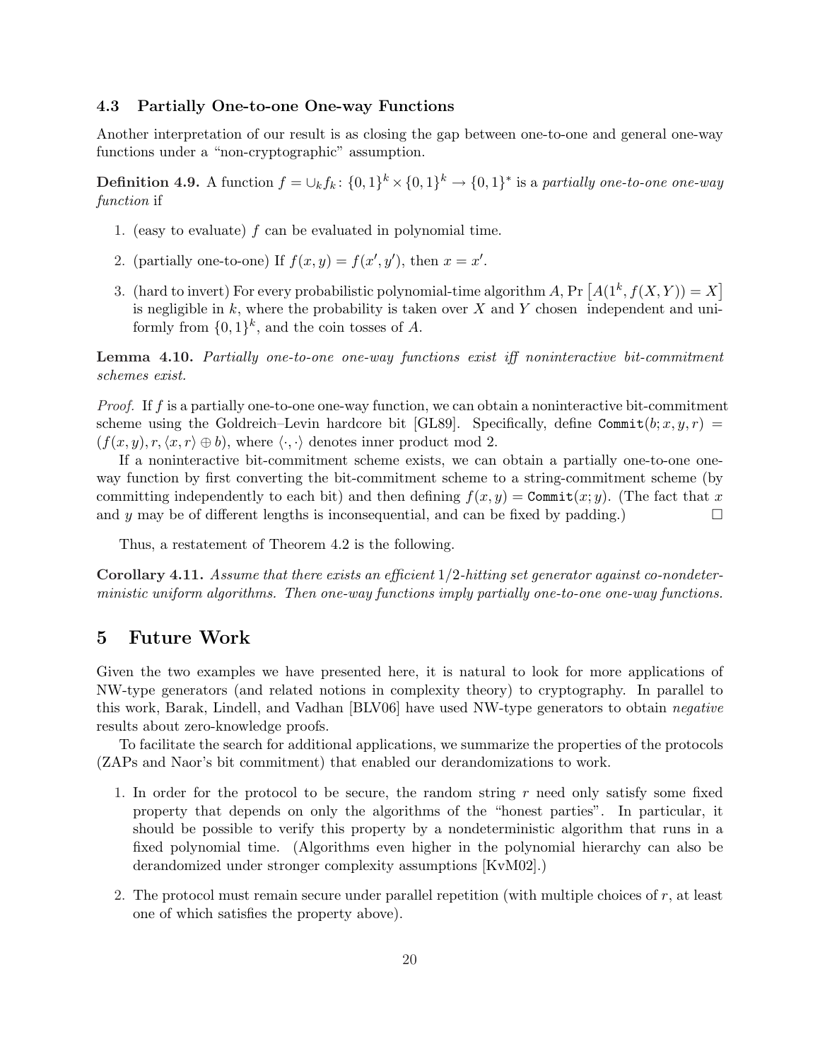### 4.3 Partially One-to-one One-way Functions

Another interpretation of our result is as closing the gap between one-to-one and general one-way functions under a "non-cryptographic" assumption.

**Definition 4.9.** A function $f = \cup_k f_k \colon \{0,1\}^k \times \{0,1\}^k \to \{0,1\}^*$ is a *partially one-to-one one-way function* if

1. (easy to evaluate) $f$ can be evaluated in polynomial time.
2. (partially one-to-one) If $f(x, y) = f(x', y')$, then $x = x'$.
3. (hard to invert) For every probabilistic polynomial-time algorithm $A$, $\Pr\left[A(1^k, f(X,Y)) = X\right]$ is negligible in $k$, where the probability is taken over $X$ and $Y$ chosen independent and uniformly from $\{0,1\}^k$, and the coin tosses of $A$.

**Lemma 4.10.** *Partially one-to-one one-way functions exist iff noninteractive bit-commitment schemes exist.*

*Proof.* If $f$ is a partially one-to-one one-way function, we can obtain a noninteractive bit-commitment scheme using the Goldreich–Levin hardcore bit [GL89]. Specifically, define $\texttt{Commit}(b; x, y, r) = (f(x, y), r, \langle x, r\rangle \oplus b)$, where $\langle \cdot, \cdot \rangle$ denotes inner product mod 2.

If a noninteractive bit-commitment scheme exists, we can obtain a partially one-to-one one-way function by first converting the bit-commitment scheme to a string-commitment scheme (by committing independently to each bit) and then defining $f(x, y) = \texttt{Commit}(x; y)$. (The fact that $x$ and $y$ may be of different lengths is inconsequential, and can be fixed by padding.) $\square$

Thus, a restatement of Theorem 4.2 is the following.

**Corollary 4.11.** *Assume that there exists an efficient $1/2$-hitting set generator against co-nondeterministic uniform algorithms. Then one-way functions imply partially one-to-one one-way functions.*

## 5 Future Work

Given the two examples we have presented here, it is natural to look for more applications of NW-type generators (and related notions in complexity theory) to cryptography. In parallel to this work, Barak, Lindell, and Vadhan [BLV06] have used NW-type generators to obtain *negative* results about zero-knowledge proofs.

To facilitate the search for additional applications, we summarize the properties of the protocols (ZAPs and Naor's bit commitment) that enabled our derandomizations to work.

1. In order for the protocol to be secure, the random string $r$ need only satisfy some fixed property that depends on only the algorithms of the "honest parties". In particular, it should be possible to verify this property by a nondeterministic algorithm that runs in a fixed polynomial time. (Algorithms even higher in the polynomial hierarchy can also be derandomized under stronger complexity assumptions [KvM02].)
2. The protocol must remain secure under parallel repetition (with multiple choices of $r$, at least one of which satisfies the property above).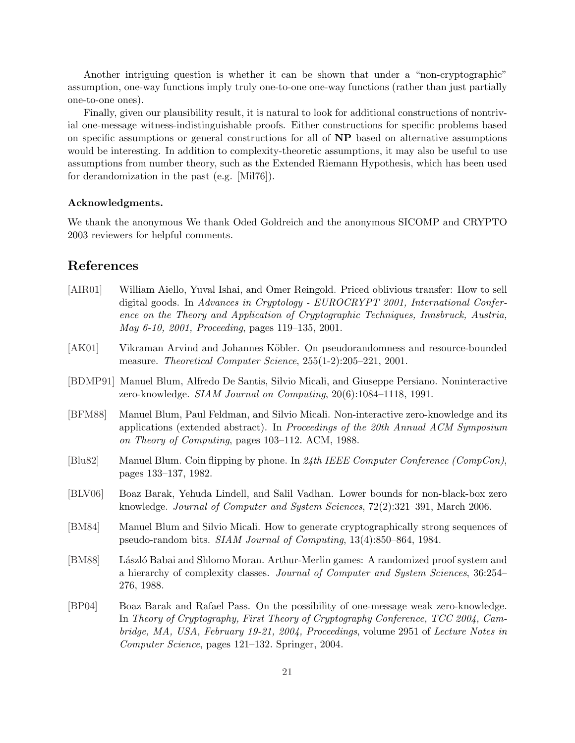Another intriguing question is whether it can be shown that under a "non-cryptographic" assumption, one-way functions imply truly one-to-one one-way functions (rather than just partially one-to-one ones).

Finally, given our plausibility result, it is natural to look for additional constructions of nontrivial one-message witness-indistinguishable proofs. Either constructions for specific problems based on specific assumptions or general constructions for all of **NP** based on alternative assumptions would be interesting. In addition to complexity-theoretic assumptions, it may also be useful to use assumptions from number theory, such as the Extended Riemann Hypothesis, which has been used for derandomization in the past (e.g. [Mil76]).

#### Acknowledgments.

We thank the anonymous We thank Oded Goldreich and the anonymous SICOMP and CRYPTO 2003 reviewers for helpful comments.

## References

- [AIR01] William Aiello, Yuval Ishai, and Omer Reingold. Priced oblivious transfer: How to sell digital goods. In *Advances in Cryptology - EUROCRYPT 2001, International Conference on the Theory and Application of Cryptographic Techniques, Innsbruck, Austria, May 6-10, 2001, Proceeding*, pages 119–135, 2001.
- [AK01] Vikraman Arvind and Johannes Köbler. On pseudorandomness and resource-bounded measure. *Theoretical Computer Science*, 255(1-2):205–221, 2001.
- [BDMP91] Manuel Blum, Alfredo De Santis, Silvio Micali, and Giuseppe Persiano. Noninteractive zero-knowledge. *SIAM Journal on Computing*, 20(6):1084–1118, 1991.
- [BFM88] Manuel Blum, Paul Feldman, and Silvio Micali. Non-interactive zero-knowledge and its applications (extended abstract). In *Proceedings of the 20th Annual ACM Symposium on Theory of Computing*, pages 103–112. ACM, 1988.
- [Blu82] Manuel Blum. Coin flipping by phone. In *24th IEEE Computer Conference (CompCon)*, pages 133–137, 1982.
- [BLV06] Boaz Barak, Yehuda Lindell, and Salil Vadhan. Lower bounds for non-black-box zero knowledge. *Journal of Computer and System Sciences*, 72(2):321–391, March 2006.
- [BM84] Manuel Blum and Silvio Micali. How to generate cryptographically strong sequences of pseudo-random bits. *SIAM Journal of Computing*, 13(4):850–864, 1984.
- [BM88] László Babai and Shlomo Moran. Arthur-Merlin games: A randomized proof system and a hierarchy of complexity classes. *Journal of Computer and System Sciences*, 36:254–276, 1988.
- [BP04] Boaz Barak and Rafael Pass. On the possibility of one-message weak zero-knowledge. In *Theory of Cryptography, First Theory of Cryptography Conference, TCC 2004, Cambridge, MA, USA, February 19-21, 2004, Proceedings*, volume 2951 of *Lecture Notes in Computer Science*, pages 121–132. Springer, 2004.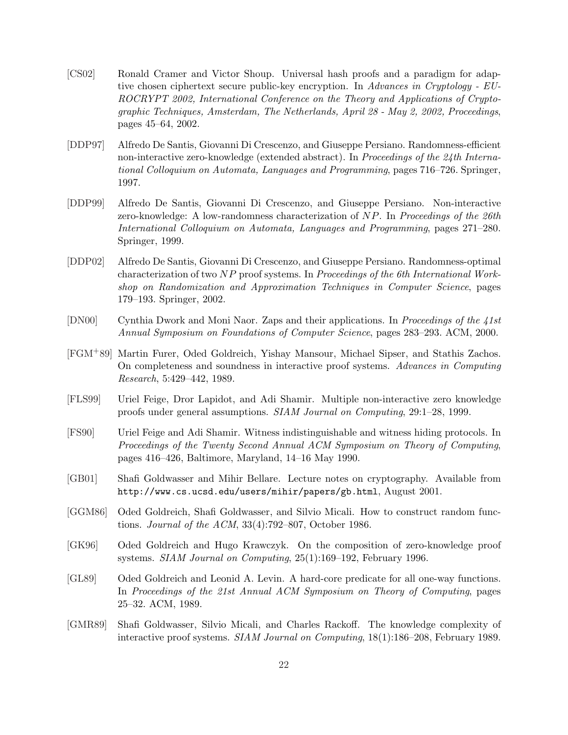[CS02] Ronald Cramer and Victor Shoup. Universal hash proofs and a paradigm for adaptive chosen ciphertext secure public-key encryption. In *Advances in Cryptology - EUROCRYPT 2002, International Conference on the Theory and Applications of Cryptographic Techniques, Amsterdam, The Netherlands, April 28 - May 2, 2002, Proceedings*, pages 45–64, 2002.

[DDP97] Alfredo De Santis, Giovanni Di Crescenzo, and Giuseppe Persiano. Randomness-efficient non-interactive zero-knowledge (extended abstract). In *Proceedings of the 24th International Colloquium on Automata, Languages and Programming*, pages 716–726. Springer, 1997.

[DDP99] Alfredo De Santis, Giovanni Di Crescenzo, and Giuseppe Persiano. Non-interactive zero-knowledge: A low-randomness characterization of $NP$. In *Proceedings of the 26th International Colloquium on Automata, Languages and Programming*, pages 271–280. Springer, 1999.

[DDP02] Alfredo De Santis, Giovanni Di Crescenzo, and Giuseppe Persiano. Randomness-optimal characterization of two $NP$ proof systems. In *Proceedings of the 6th International Workshop on Randomization and Approximation Techniques in Computer Science*, pages 179–193. Springer, 2002.

[DN00] Cynthia Dwork and Moni Naor. Zaps and their applications. In *Proceedings of the 41st Annual Symposium on Foundations of Computer Science*, pages 283–293. ACM, 2000.

[FGM+89] Martin Furer, Oded Goldreich, Yishay Mansour, Michael Sipser, and Stathis Zachos. On completeness and soundness in interactive proof systems. *Advances in Computing Research*, 5:429–442, 1989.

[FLS99] Uriel Feige, Dror Lapidot, and Adi Shamir. Multiple non-interactive zero knowledge proofs under general assumptions. *SIAM Journal on Computing*, 29:1–28, 1999.

[FS90] Uriel Feige and Adi Shamir. Witness indistinguishable and witness hiding protocols. In *Proceedings of the Twenty Second Annual ACM Symposium on Theory of Computing*, pages 416–426, Baltimore, Maryland, 14–16 May 1990.

[GB01] Shafi Goldwasser and Mihir Bellare. Lecture notes on cryptography. Available from `http://www.cs.ucsd.edu/users/mihir/papers/gb.html`, August 2001.

[GGM86] Oded Goldreich, Shafi Goldwasser, and Silvio Micali. How to construct random functions. *Journal of the ACM*, 33(4):792–807, October 1986.

[GK96] Oded Goldreich and Hugo Krawczyk. On the composition of zero-knowledge proof systems. *SIAM Journal on Computing*, 25(1):169–192, February 1996.

[GL89] Oded Goldreich and Leonid A. Levin. A hard-core predicate for all one-way functions. In *Proceedings of the 21st Annual ACM Symposium on Theory of Computing*, pages 25–32. ACM, 1989.

[GMR89] Shafi Goldwasser, Silvio Micali, and Charles Rackoff. The knowledge complexity of interactive proof systems. *SIAM Journal on Computing*, 18(1):186–208, February 1989.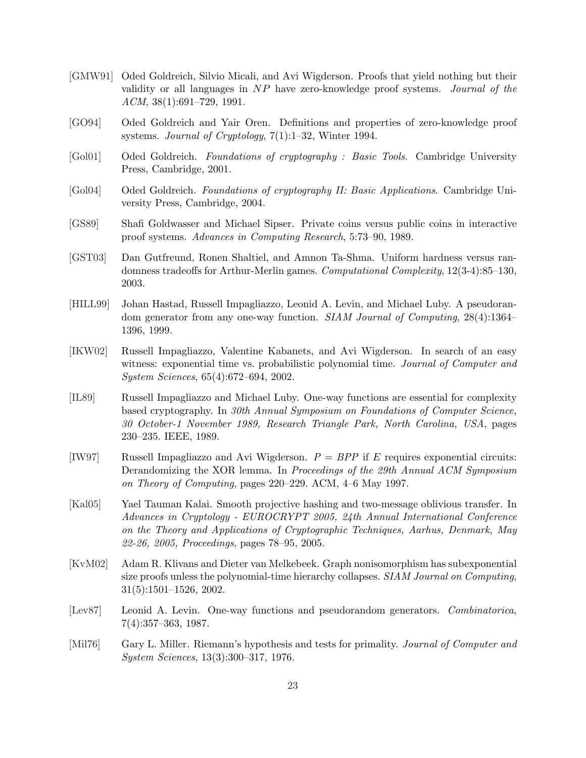[GMW91] Oded Goldreich, Silvio Micali, and Avi Wigderson. Proofs that yield nothing but their validity or all languages in $NP$ have zero-knowledge proof systems. *Journal of the ACM*, 38(1):691–729, 1991.

[GO94] Oded Goldreich and Yair Oren. Definitions and properties of zero-knowledge proof systems. *Journal of Cryptology*, 7(1):1–32, Winter 1994.

[Gol01] Oded Goldreich. *Foundations of cryptography : Basic Tools*. Cambridge University Press, Cambridge, 2001.

[Gol04] Oded Goldreich. *Foundations of cryptography II: Basic Applications*. Cambridge University Press, Cambridge, 2004.

[GS89] Shafi Goldwasser and Michael Sipser. Private coins versus public coins in interactive proof systems. *Advances in Computing Research*, 5:73–90, 1989.

[GST03] Dan Gutfreund, Ronen Shaltiel, and Amnon Ta-Shma. Uniform hardness versus randomness tradeoffs for Arthur-Merlin games. *Computational Complexity*, 12(3-4):85–130, 2003.

[HILL99] Johan Hastad, Russell Impagliazzo, Leonid A. Levin, and Michael Luby. A pseudorandom generator from any one-way function. *SIAM Journal of Computing*, 28(4):1364–1396, 1999.

[IKW02] Russell Impagliazzo, Valentine Kabanets, and Avi Wigderson. In search of an easy witness: exponential time vs. probabilistic polynomial time. *Journal of Computer and System Sciences*, 65(4):672–694, 2002.

[IL89] Russell Impagliazzo and Michael Luby. One-way functions are essential for complexity based cryptography. In *30th Annual Symposium on Foundations of Computer Science, 30 October-1 November 1989, Research Triangle Park, North Carolina, USA*, pages 230–235. IEEE, 1989.

[IW97] Russell Impagliazzo and Avi Wigderson. $P = BPP$ if $E$ requires exponential circuits: Derandomizing the XOR lemma. In *Proceedings of the 29th Annual ACM Symposium on Theory of Computing*, pages 220–229. ACM, 4–6 May 1997.

[Kal05] Yael Tauman Kalai. Smooth projective hashing and two-message oblivious transfer. In *Advances in Cryptology - EUROCRYPT 2005, 24th Annual International Conference on the Theory and Applications of Cryptographic Techniques, Aarhus, Denmark, May 22-26, 2005, Proceedings*, pages 78–95, 2005.

[KvM02] Adam R. Klivans and Dieter van Melkebeek. Graph nonisomorphism has subexponential size proofs unless the polynomial-time hierarchy collapses. *SIAM Journal on Computing*, 31(5):1501–1526, 2002.

[Lev87] Leonid A. Levin. One-way functions and pseudorandom generators. *Combinatorica*, 7(4):357–363, 1987.

[Mil76] Gary L. Miller. Riemann's hypothesis and tests for primality. *Journal of Computer and System Sciences*, 13(3):300–317, 1976.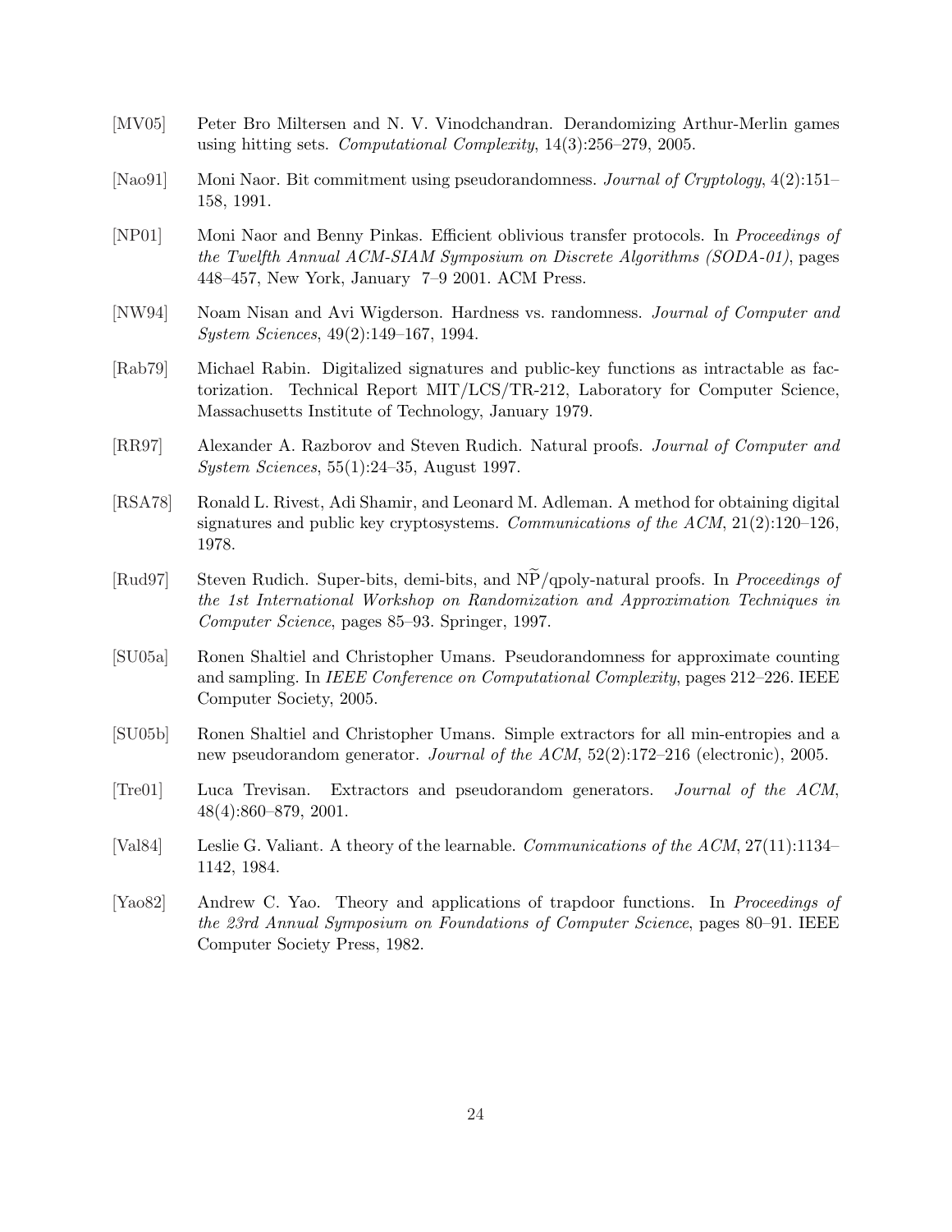[MV05] Peter Bro Miltersen and N. V. Vinodchandran. Derandomizing Arthur-Merlin games using hitting sets. *Computational Complexity*, 14(3):256–279, 2005.

[Nao91] Moni Naor. Bit commitment using pseudorandomness. *Journal of Cryptology*, 4(2):151–158, 1991.

[NP01] Moni Naor and Benny Pinkas. Efficient oblivious transfer protocols. In *Proceedings of the Twelfth Annual ACM-SIAM Symposium on Discrete Algorithms (SODA-01)*, pages 448–457, New York, January 7–9 2001. ACM Press.

[NW94] Noam Nisan and Avi Wigderson. Hardness vs. randomness. *Journal of Computer and System Sciences*, 49(2):149–167, 1994.

[Rab79] Michael Rabin. Digitalized signatures and public-key functions as intractable as factorization. Technical Report MIT/LCS/TR-212, Laboratory for Computer Science, Massachusetts Institute of Technology, January 1979.

[RR97] Alexander A. Razborov and Steven Rudich. Natural proofs. *Journal of Computer and System Sciences*, 55(1):24–35, August 1997.

[RSA78] Ronald L. Rivest, Adi Shamir, and Leonard M. Adleman. A method for obtaining digital signatures and public key cryptosystems. *Communications of the ACM*, 21(2):120–126, 1978.

[Rud97] Steven Rudich. Super-bits, demi-bits, and $\widetilde{\mathrm{NP}}$/qpoly-natural proofs. In *Proceedings of the 1st International Workshop on Randomization and Approximation Techniques in Computer Science*, pages 85–93. Springer, 1997.

[SU05a] Ronen Shaltiel and Christopher Umans. Pseudorandomness for approximate counting and sampling. In *IEEE Conference on Computational Complexity*, pages 212–226. IEEE Computer Society, 2005.

[SU05b] Ronen Shaltiel and Christopher Umans. Simple extractors for all min-entropies and a new pseudorandom generator. *Journal of the ACM*, 52(2):172–216 (electronic), 2005.

[Tre01] Luca Trevisan. Extractors and pseudorandom generators. *Journal of the ACM*, 48(4):860–879, 2001.

[Val84] Leslie G. Valiant. A theory of the learnable. *Communications of the ACM*, 27(11):1134–1142, 1984.

[Yao82] Andrew C. Yao. Theory and applications of trapdoor functions. In *Proceedings of the 23rd Annual Symposium on Foundations of Computer Science*, pages 80–91. IEEE Computer Society Press, 1982.